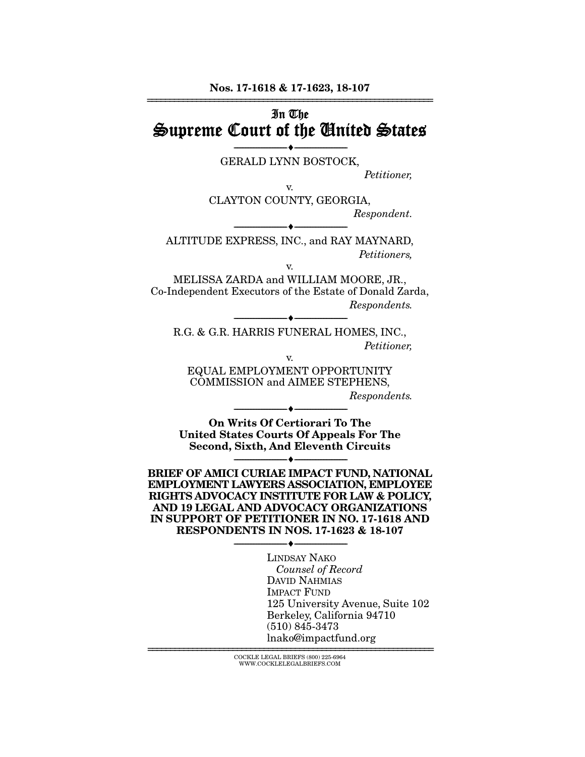**Nos. 17-1618 & 17-1623, 18-107**

---

# In The Supreme Court of the United States

---

GERALD LYNN BOSTOCK,

*Petitioner,*

v.

CLAYTON COUNTY, GEORGIA,

*Respondent.*

---

ALTITUDE EXPRESS, INC., and RAY MAYNARD,

*Petitioners,*

v.

MELISSA ZARDA and WILLIAM MOORE, JR., Co-Independent Executors of the Estate of Donald Zarda,

*Respondents.*

---

R.G. & G.R. HARRIS FUNERAL HOMES, INC.,

*Petitioner,*

v.

EQUAL EMPLOYMENT OPPORTUNITY COMMISSION and AIMEE STEPHENS,

*Respondents.*

---

**On Writs Of Certiorari To The United States Courts Of Appeals For The Second, Sixth, And Eleventh Circuits**

---

**BRIEF OF AMICI CURIAE IMPACT FUND, NATIONAL EMPLOYMENT LAWYERS ASSOCIATION, EMPLOYEE RIGHTS ADVOCACY INSTITUTE FOR LAW & POLICY, AND 19 LEGAL AND ADVOCACY ORGANIZATIONS IN SUPPORT OF PETITIONER IN NO. 17-1618 AND RESPONDENTS IN NOS. 17-1623 & 18-107**

---

LINDSAY NAKO
*Counsel of Record*
DAVID NAHMIAS
IMPACT FUND
125 University Avenue, Suite 102
Berkeley, California 94710
(510) 845-3473
lnako@impactfund.org

---

COCKLE LEGAL BRIEFS (800) 225-6964
WWW.COCKLELEGALBRIEFS.COM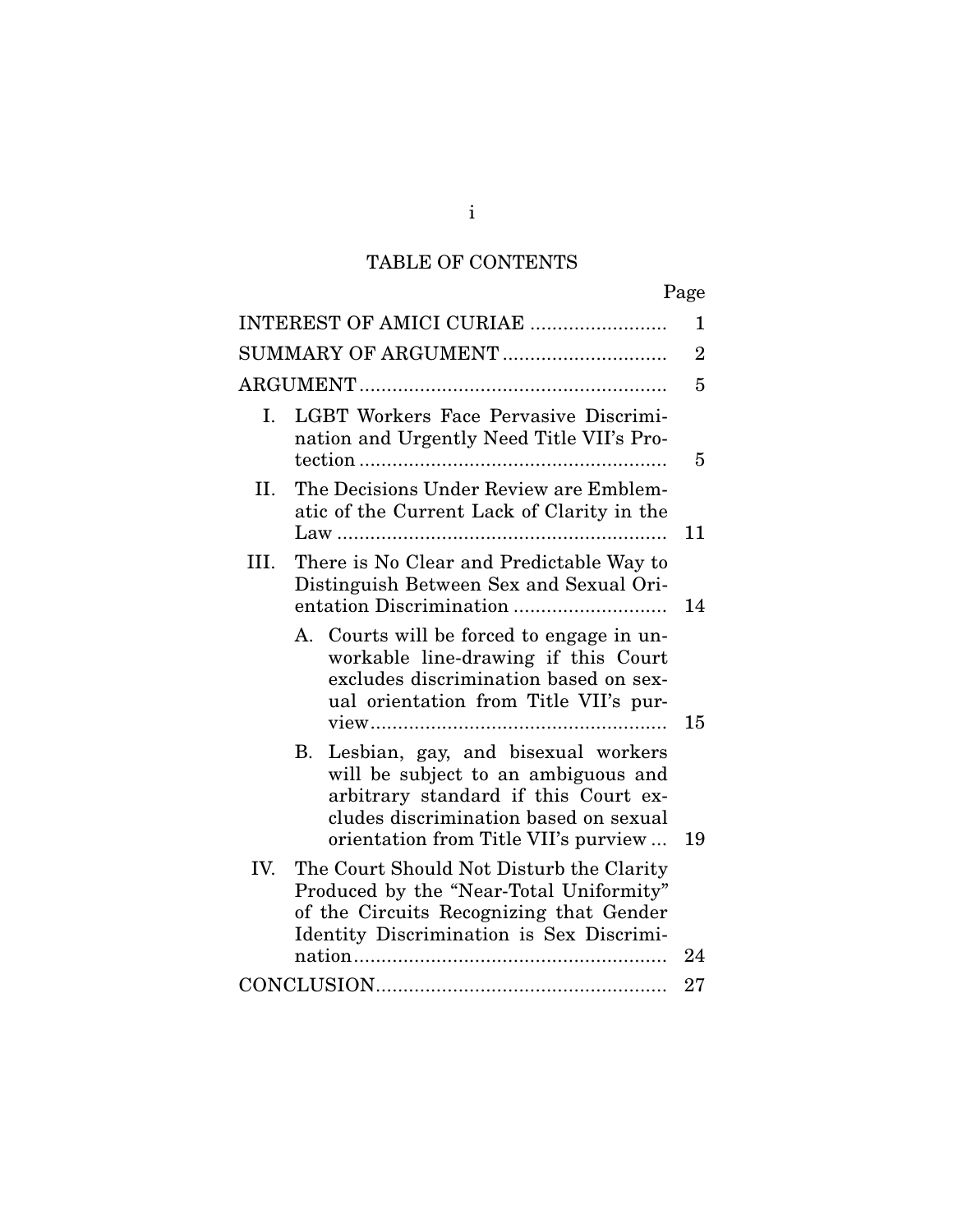# TABLE OF CONTENTS

| | Page |
|---|---|
| INTEREST OF AMICI CURIAE | 1 |
| SUMMARY OF ARGUMENT | 2 |
| ARGUMENT | 5 |
| I. LGBT Workers Face Pervasive Discrimination and Urgently Need Title VII's Protection | 5 |
| II. The Decisions Under Review are Emblematic of the Current Lack of Clarity in the Law | 11 |
| III. There is No Clear and Predictable Way to Distinguish Between Sex and Sexual Orientation Discrimination | 14 |
| A. Courts will be forced to engage in unworkable line-drawing if this Court excludes discrimination based on sexual orientation from Title VII's purview | 15 |
| B. Lesbian, gay, and bisexual workers will be subject to an ambiguous and arbitrary standard if this Court excludes discrimination based on sexual orientation from Title VII's purview | 19 |
| IV. The Court Should Not Disturb the Clarity Produced by the "Near-Total Uniformity" of the Circuits Recognizing that Gender Identity Discrimination is Sex Discrimination | 24 |
| CONCLUSION | 27 |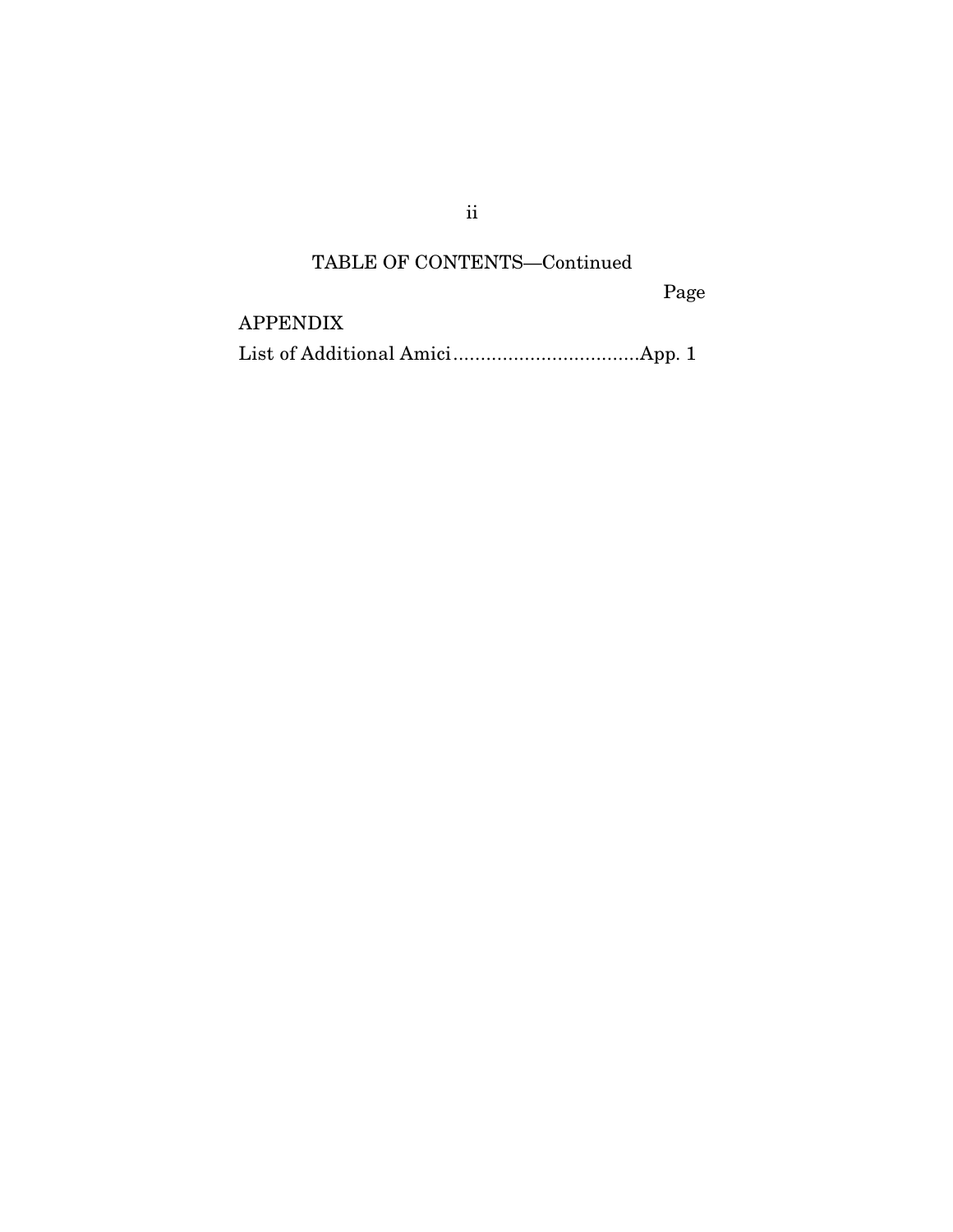TABLE OF CONTENTS—Continued

| | Page |
|---|---|
| APPENDIX | |
| List of Additional Amici | App. 1 |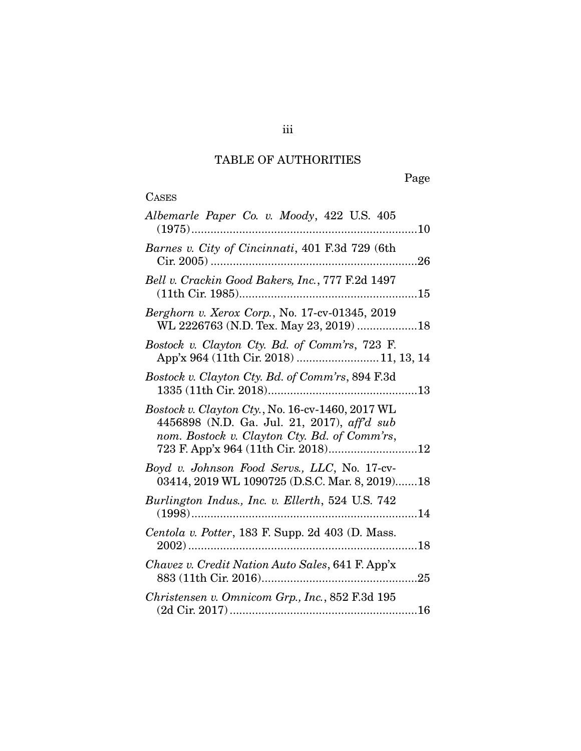# TABLE OF AUTHORITIES

Page

CASES

*Albemarle Paper Co. v. Moody*, 422 U.S. 405 (1975) ....... 10

*Barnes v. City of Cincinnati*, 401 F.3d 729 (6th Cir. 2005) ....... 26

*Bell v. Crackin Good Bakers, Inc.*, 777 F.2d 1497 (11th Cir. 1985) ....... 15

*Berghorn v. Xerox Corp.*, No. 17-cv-01345, 2019 WL 2226763 (N.D. Tex. May 23, 2019) ....... 18

*Bostock v. Clayton Cty. Bd. of Comm'rs*, 723 F. App'x 964 (11th Cir. 2018) ....... 11, 13, 14

*Bostock v. Clayton Cty. Bd. of Comm'rs*, 894 F.3d 1335 (11th Cir. 2018) ....... 13

*Bostock v. Clayton Cty.*, No. 16-cv-1460, 2017 WL 4456898 (N.D. Ga. Jul. 21, 2017), *aff'd sub nom. Bostock v. Clayton Cty. Bd. of Comm'rs*, 723 F. App'x 964 (11th Cir. 2018) ....... 12

*Boyd v. Johnson Food Servs., LLC*, No. 17-cv-03414, 2019 WL 1090725 (D.S.C. Mar. 8, 2019) ....... 18

*Burlington Indus., Inc. v. Ellerth*, 524 U.S. 742 (1998) ....... 14

*Centola v. Potter*, 183 F. Supp. 2d 403 (D. Mass. 2002) ....... 18

*Chavez v. Credit Nation Auto Sales*, 641 F. App'x 883 (11th Cir. 2016) ....... 25

*Christensen v. Omnicom Grp., Inc.*, 852 F.3d 195 (2d Cir. 2017) ....... 16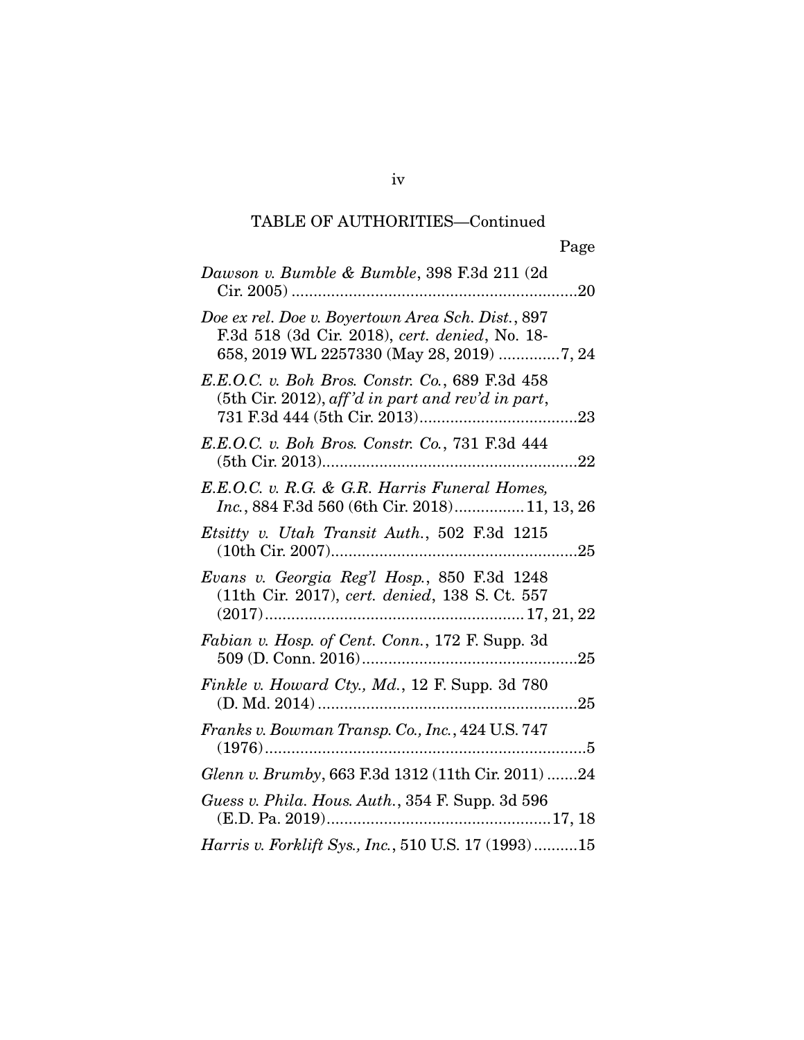TABLE OF AUTHORITIES—Continued

Page

*Dawson v. Bumble & Bumble*, 398 F.3d 211 (2d Cir. 2005) .................................................................20

*Doe ex rel. Doe v. Boyertown Area Sch. Dist.*, 897 F.3d 518 (3d Cir. 2018), *cert. denied*, No. 18-658, 2019 WL 2257330 (May 28, 2019) ..............7, 24

*E.E.O.C. v. Boh Bros. Constr. Co.*, 689 F.3d 458 (5th Cir. 2012), *aff'd in part and rev'd in part*, 731 F.3d 444 (5th Cir. 2013)....................................23

*E.E.O.C. v. Boh Bros. Constr. Co.*, 731 F.3d 444 (5th Cir. 2013)..........................................................22

*E.E.O.C. v. R.G. & G.R. Harris Funeral Homes, Inc.*, 884 F.3d 560 (6th Cir. 2018)................11, 13, 26

*Etsitty v. Utah Transit Auth.*, 502 F.3d 1215 (10th Cir. 2007).........................................................25

*Evans v. Georgia Reg'l Hosp.*, 850 F.3d 1248 (11th Cir. 2017), *cert. denied*, 138 S. Ct. 557 (2017)..........................................................17, 21, 22

*Fabian v. Hosp. of Cent. Conn.*, 172 F. Supp. 3d 509 (D. Conn. 2016).................................................25

*Finkle v. Howard Cty., Md.*, 12 F. Supp. 3d 780 (D. Md. 2014)...........................................................25

*Franks v. Bowman Transp. Co., Inc.*, 424 U.S. 747 (1976).........................................................................5

*Glenn v. Brumby*, 663 F.3d 1312 (11th Cir. 2011) .......24

*Guess v. Phila. Hous. Auth.*, 354 F. Supp. 3d 596 (E.D. Pa. 2019)...................................................17, 18

*Harris v. Forklift Sys., Inc.*, 510 U.S. 17 (1993)..........15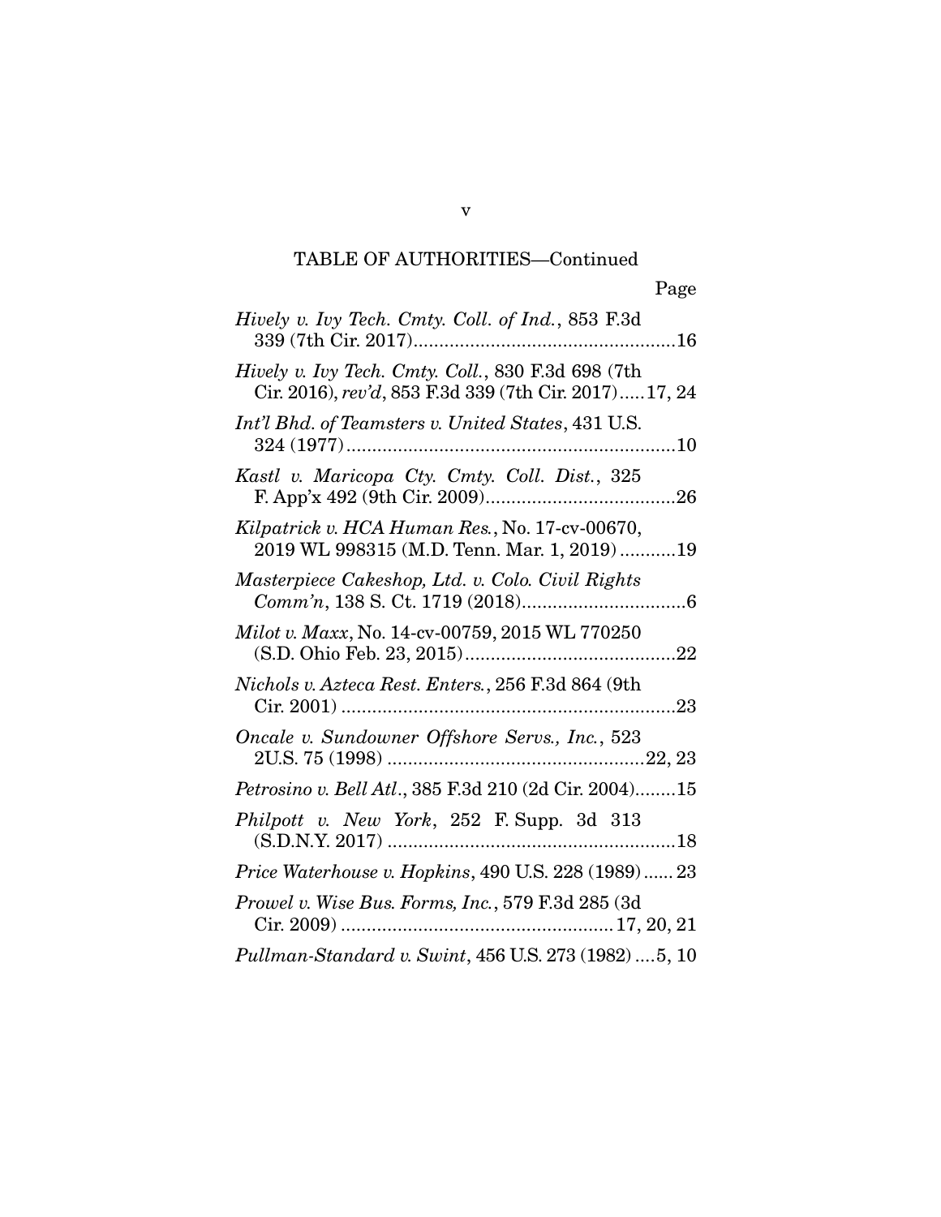TABLE OF AUTHORITIES—Continued

Page

*Hively v. Ivy Tech. Cmty. Coll. of Ind.*, 853 F.3d 339 (7th Cir. 2017)....................................................16

*Hively v. Ivy Tech. Cmty. Coll.*, 830 F.3d 698 (7th Cir. 2016), *rev'd*, 853 F.3d 339 (7th Cir. 2017).....17, 24

*Int'l Bhd. of Teamsters v. United States*, 431 U.S. 324 (1977)..................................................................10

*Kastl v. Maricopa Cty. Cmty. Coll. Dist.*, 325 F. App'x 492 (9th Cir. 2009).....................................26

*Kilpatrick v. HCA Human Res.*, No. 17-cv-00670, 2019 WL 998315 (M.D. Tenn. Mar. 1, 2019)...........19

*Masterpiece Cakeshop, Ltd. v. Colo. Civil Rights Comm'n*, 138 S. Ct. 1719 (2018)................................6

*Milot v. Maxx*, No. 14-cv-00759, 2015 WL 770250 (S.D. Ohio Feb. 23, 2015).........................................22

*Nichols v. Azteca Rest. Enters.*, 256 F.3d 864 (9th Cir. 2001)..................................................................23

*Oncale v. Sundowner Offshore Servs., Inc.*, 523 2U.S. 75 (1998)..................................................22, 23

*Petrosino v. Bell Atl.*, 385 F.3d 210 (2d Cir. 2004)........15

*Philpott v. New York*, 252 F. Supp. 3d 313 (S.D.N.Y. 2017)........................................................18

*Price Waterhouse v. Hopkins*, 490 U.S. 228 (1989)......23

*Prowel v. Wise Bus. Forms, Inc.*, 579 F.3d 285 (3d Cir. 2009)....................................................17, 20, 21

*Pullman-Standard v. Swint*, 456 U.S. 273 (1982)....5, 10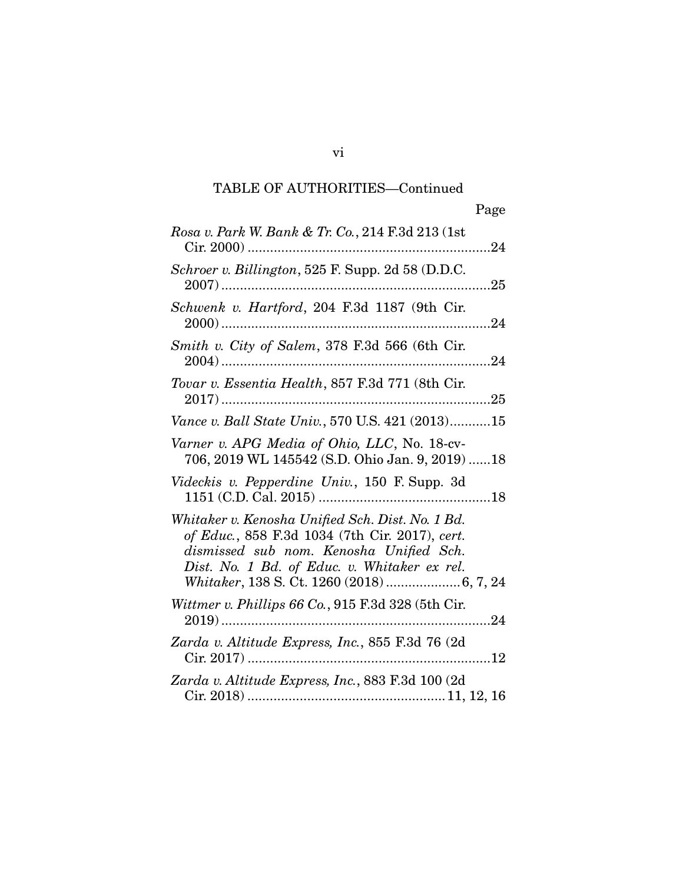TABLE OF AUTHORITIES—Continued

Page

*Rosa v. Park W. Bank & Tr. Co.*, 214 F.3d 213 (1st Cir. 2000) ....................24

*Schroer v. Billington*, 525 F. Supp. 2d 58 (D.D.C. 2007) ....................25

*Schwenk v. Hartford*, 204 F.3d 1187 (9th Cir. 2000) ....................24

*Smith v. City of Salem*, 378 F.3d 566 (6th Cir. 2004) ....................24

*Tovar v. Essentia Health*, 857 F.3d 771 (8th Cir. 2017) ....................25

*Vance v. Ball State Univ.*, 570 U.S. 421 (2013)....................15

*Varner v. APG Media of Ohio, LLC*, No. 18-cv-706, 2019 WL 145542 (S.D. Ohio Jan. 9, 2019) ......18

*Videckis v. Pepperdine Univ.*, 150 F. Supp. 3d 1151 (C.D. Cal. 2015) ....................18

*Whitaker v. Kenosha Unified Sch. Dist. No. 1 Bd. of Educ.*, 858 F.3d 1034 (7th Cir. 2017), *cert. dismissed sub nom. Kenosha Unified Sch. Dist. No. 1 Bd. of Educ. v. Whitaker ex rel. Whitaker*, 138 S. Ct. 1260 (2018) ....................6, 7, 24

*Wittmer v. Phillips 66 Co.*, 915 F.3d 328 (5th Cir. 2019) ....................24

*Zarda v. Altitude Express, Inc.*, 855 F.3d 76 (2d Cir. 2017) ....................12

*Zarda v. Altitude Express, Inc.*, 883 F.3d 100 (2d Cir. 2018) ....................11, 12, 16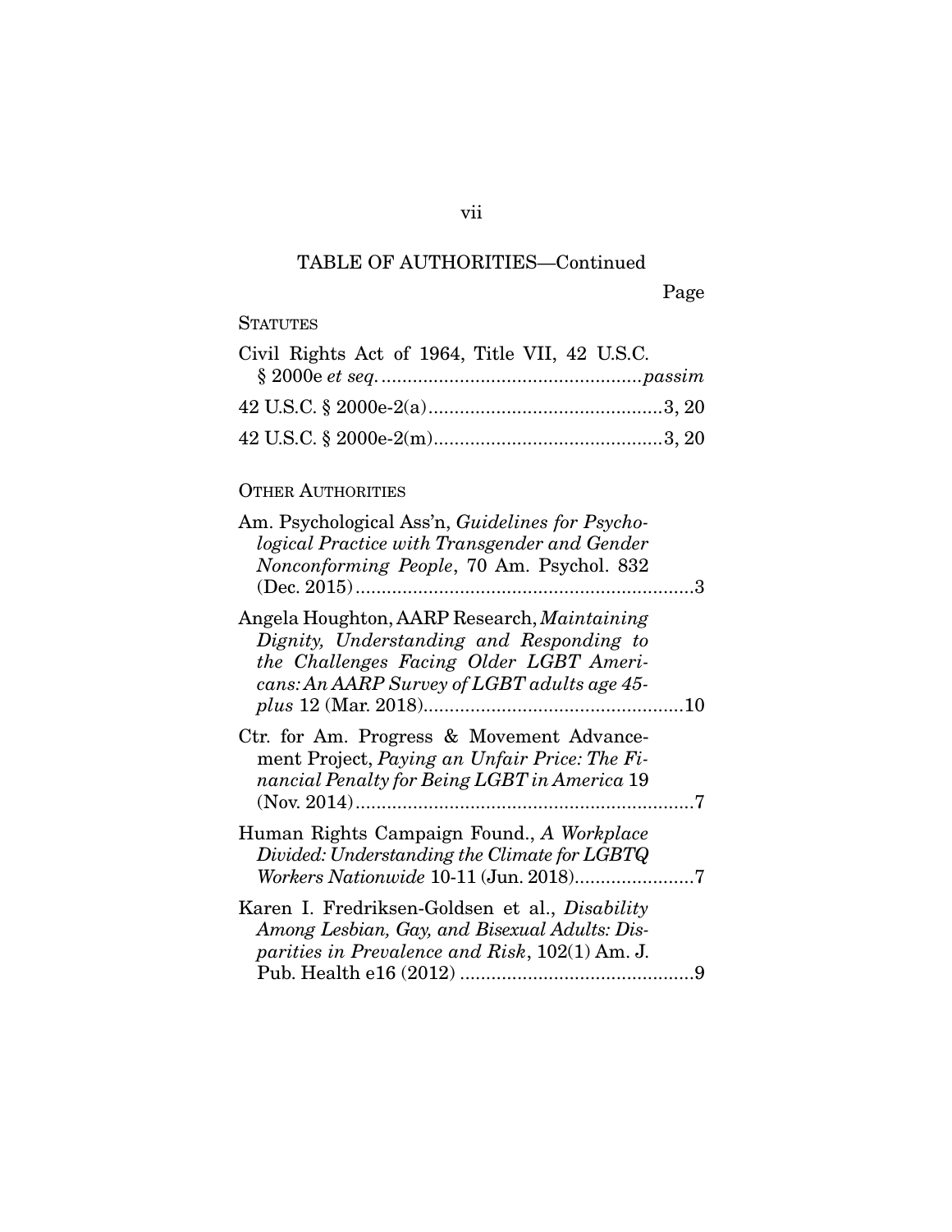TABLE OF AUTHORITIES—Continued

Page

STATUTES

Civil Rights Act of 1964, Title VII, 42 U.S.C. § 2000e *et seq.* ................................................. *passim*

42 U.S.C. § 2000e-2(a) ............................................ 3, 20

42 U.S.C. § 2000e-2(m) ........................................... 3, 20

OTHER AUTHORITIES

Am. Psychological Ass'n, *Guidelines for Psychological Practice with Transgender and Gender Nonconforming People*, 70 Am. Psychol. 832 (Dec. 2015) ................................................................. 3

Angela Houghton, AARP Research, *Maintaining Dignity, Understanding and Responding to the Challenges Facing Older LGBT Americans: An AARP Survey of LGBT adults age 45-plus* 12 (Mar. 2018) ................................................. 10

Ctr. for Am. Progress & Movement Advancement Project, *Paying an Unfair Price: The Financial Penalty for Being LGBT in America* 19 (Nov. 2014) ................................................................. 7

Human Rights Campaign Found., *A Workplace Divided: Understanding the Climate for LGBTQ Workers Nationwide* 10-11 (Jun. 2018) ....................... 7

Karen I. Fredriksen-Goldsen et al., *Disability Among Lesbian, Gay, and Bisexual Adults: Disparities in Prevalence and Risk*, 102(1) Am. J. Pub. Health e16 (2012) ............................................. 9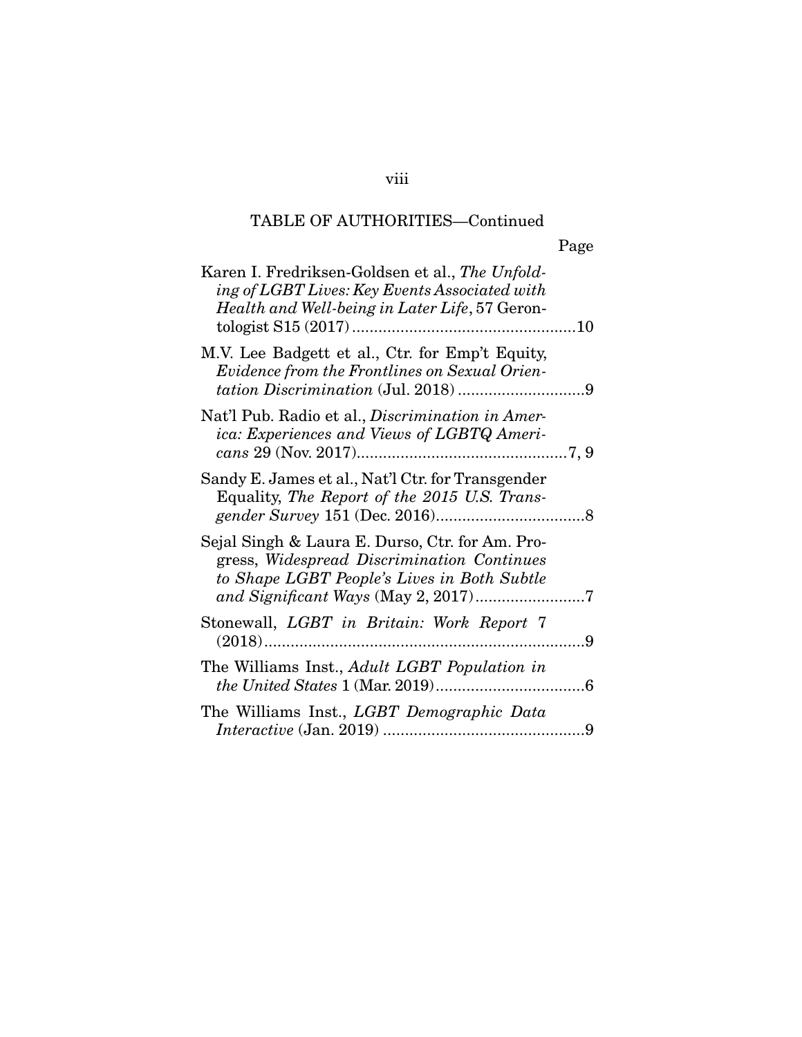TABLE OF AUTHORITIES—Continued

Page

Karen I. Fredriksen-Goldsen et al., *The Unfolding of LGBT Lives: Key Events Associated with Health and Well-being in Later Life*, 57 Gerontologist S15 (2017) ....................................................10

M.V. Lee Badgett et al., Ctr. for Emp't Equity, *Evidence from the Frontlines on Sexual Orientation Discrimination* (Jul. 2018) .............................9

Nat'l Pub. Radio et al., *Discrimination in America: Experiences and Views of LGBTQ Americans* 29 (Nov. 2017)................................................7, 9

Sandy E. James et al., Nat'l Ctr. for Transgender Equality, *The Report of the 2015 U.S. Transgender Survey* 151 (Dec. 2016)..................................8

Sejal Singh & Laura E. Durso, Ctr. for Am. Progress, *Widespread Discrimination Continues to Shape LGBT People's Lives in Both Subtle and Significant Ways* (May 2, 2017).........................7

Stonewall, *LGBT in Britain: Work Report* 7 (2018)..........................................................................9

The Williams Inst., *Adult LGBT Population in the United States* 1 (Mar. 2019)..................................6

The Williams Inst., *LGBT Demographic Data Interactive* (Jan. 2019) ..............................................9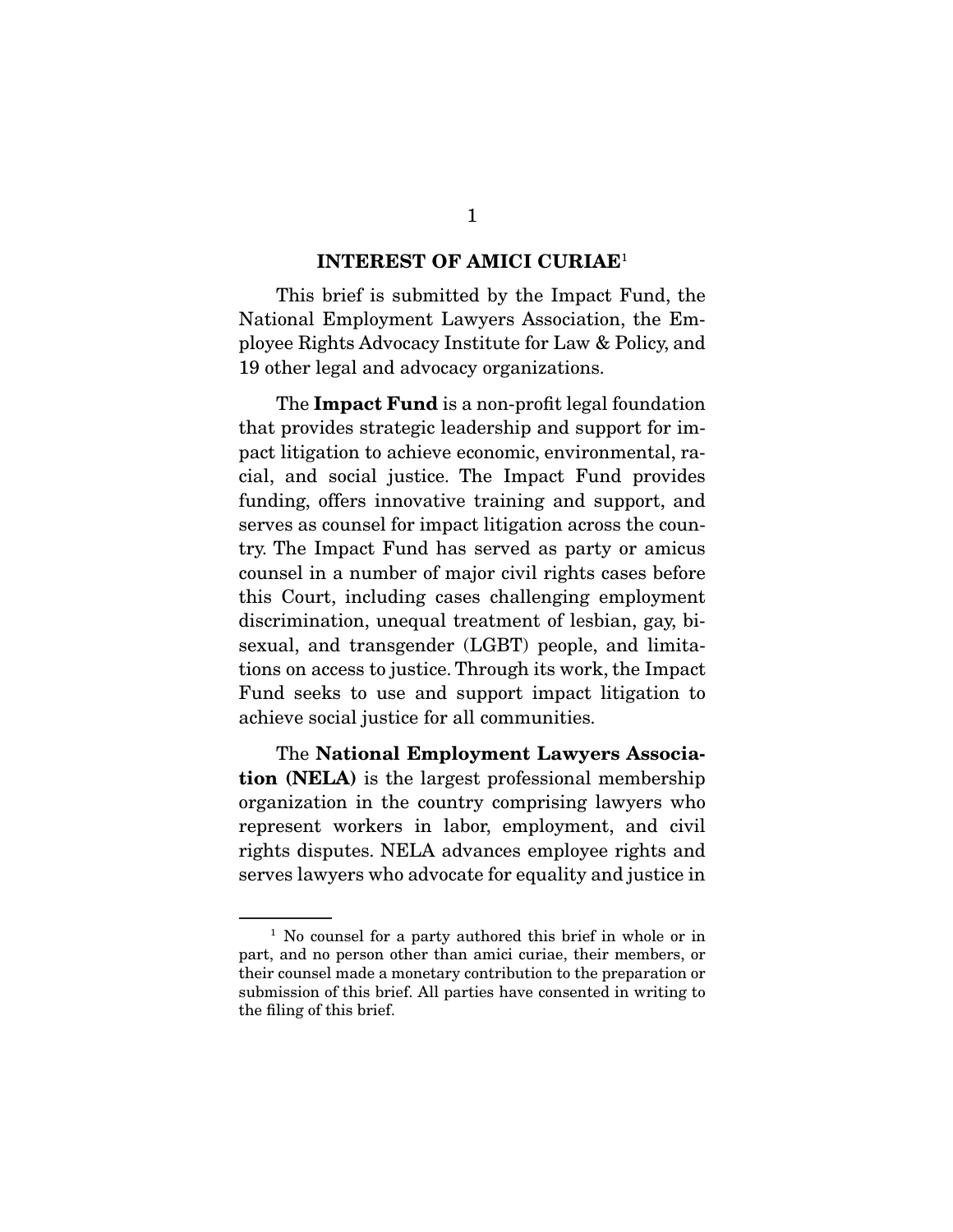## INTEREST OF AMICI CURIAE[1]

This brief is submitted by the Impact Fund, the National Employment Lawyers Association, the Employee Rights Advocacy Institute for Law & Policy, and 19 other legal and advocacy organizations.

The **Impact Fund** is a non-profit legal foundation that provides strategic leadership and support for impact litigation to achieve economic, environmental, racial, and social justice. The Impact Fund provides funding, offers innovative training and support, and serves as counsel for impact litigation across the country. The Impact Fund has served as party or amicus counsel in a number of major civil rights cases before this Court, including cases challenging employment discrimination, unequal treatment of lesbian, gay, bisexual, and transgender (LGBT) people, and limitations on access to justice. Through its work, the Impact Fund seeks to use and support impact litigation to achieve social justice for all communities.

The **National Employment Lawyers Association (NELA)** is the largest professional membership organization in the country comprising lawyers who represent workers in labor, employment, and civil rights disputes. NELA advances employee rights and serves lawyers who advocate for equality and justice in

---

[1] No counsel for a party authored this brief in whole or in part, and no person other than amici curiae, their members, or their counsel made a monetary contribution to the preparation or submission of this brief. All parties have consented in writing to the filing of this brief.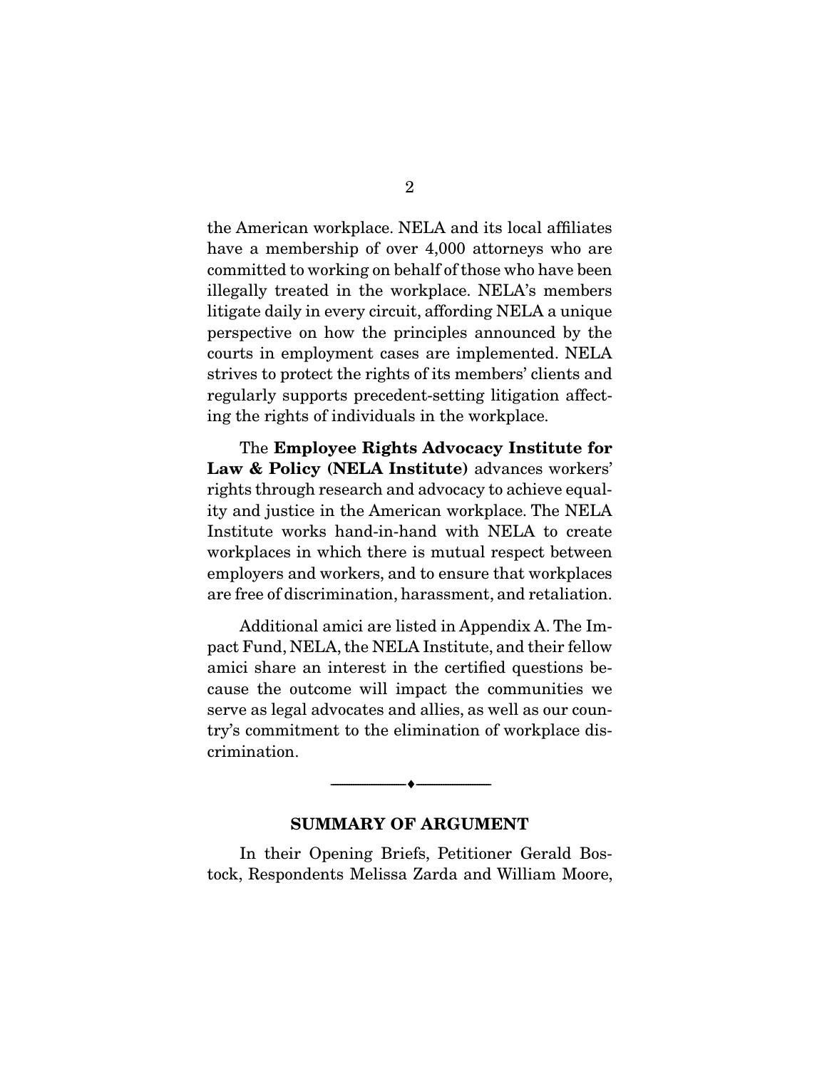the American workplace. NELA and its local affiliates have a membership of over 4,000 attorneys who are committed to working on behalf of those who have been illegally treated in the workplace. NELA's members litigate daily in every circuit, affording NELA a unique perspective on how the principles announced by the courts in employment cases are implemented. NELA strives to protect the rights of its members' clients and regularly supports precedent-setting litigation affecting the rights of individuals in the workplace.

The **Employee Rights Advocacy Institute for Law & Policy (NELA Institute)** advances workers' rights through research and advocacy to achieve equality and justice in the American workplace. The NELA Institute works hand-in-hand with NELA to create workplaces in which there is mutual respect between employers and workers, and to ensure that workplaces are free of discrimination, harassment, and retaliation.

Additional amici are listed in Appendix A. The Impact Fund, NELA, the NELA Institute, and their fellow amici share an interest in the certified questions because the outcome will impact the communities we serve as legal advocates and allies, as well as our country's commitment to the elimination of workplace discrimination.

---

## SUMMARY OF ARGUMENT

In their Opening Briefs, Petitioner Gerald Bostock, Respondents Melissa Zarda and William Moore,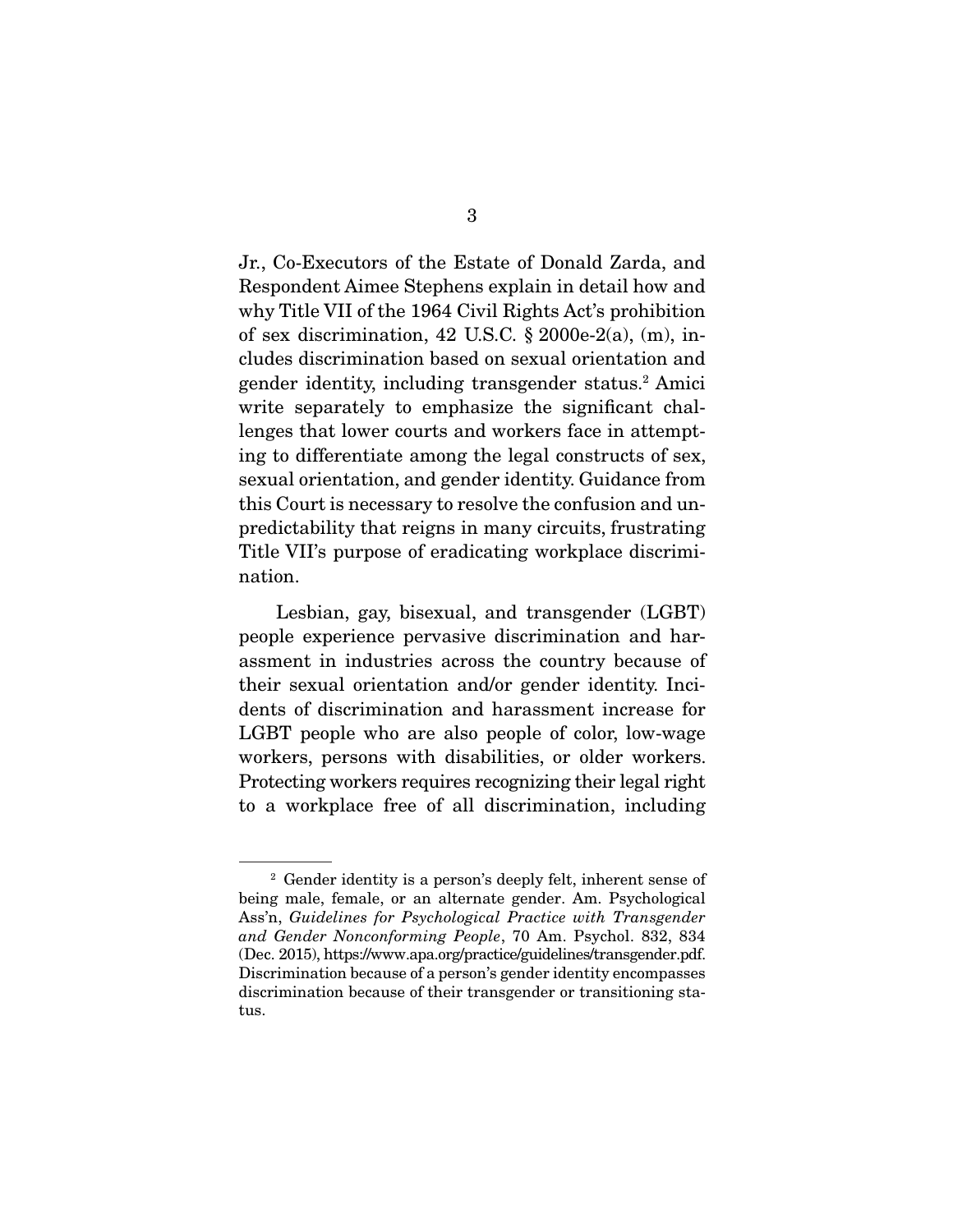Jr., Co-Executors of the Estate of Donald Zarda, and Respondent Aimee Stephens explain in detail how and why Title VII of the 1964 Civil Rights Act's prohibition of sex discrimination, 42 U.S.C. § 2000e-2(a), (m), includes discrimination based on sexual orientation and gender identity, including transgender status.[2] Amici write separately to emphasize the significant challenges that lower courts and workers face in attempting to differentiate among the legal constructs of sex, sexual orientation, and gender identity. Guidance from this Court is necessary to resolve the confusion and unpredictability that reigns in many circuits, frustrating Title VII's purpose of eradicating workplace discrimination.

Lesbian, gay, bisexual, and transgender (LGBT) people experience pervasive discrimination and harassment in industries across the country because of their sexual orientation and/or gender identity. Incidents of discrimination and harassment increase for LGBT people who are also people of color, low-wage workers, persons with disabilities, or older workers. Protecting workers requires recognizing their legal right to a workplace free of all discrimination, including

[2] Gender identity is a person's deeply felt, inherent sense of being male, female, or an alternate gender. Am. Psychological Ass'n, *Guidelines for Psychological Practice with Transgender and Gender Nonconforming People*, 70 Am. Psychol. 832, 834 (Dec. 2015), https://www.apa.org/practice/guidelines/transgender.pdf. Discrimination because of a person's gender identity encompasses discrimination because of their transgender or transitioning status.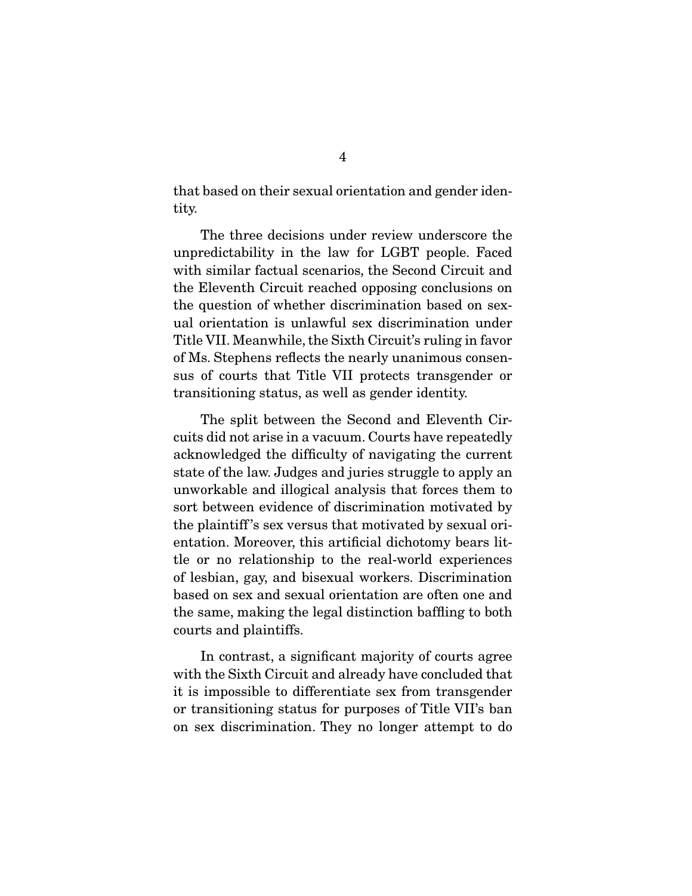that based on their sexual orientation and gender identity.

The three decisions under review underscore the unpredictability in the law for LGBT people. Faced with similar factual scenarios, the Second Circuit and the Eleventh Circuit reached opposing conclusions on the question of whether discrimination based on sexual orientation is unlawful sex discrimination under Title VII. Meanwhile, the Sixth Circuit's ruling in favor of Ms. Stephens reflects the nearly unanimous consensus of courts that Title VII protects transgender or transitioning status, as well as gender identity.

The split between the Second and Eleventh Circuits did not arise in a vacuum. Courts have repeatedly acknowledged the difficulty of navigating the current state of the law. Judges and juries struggle to apply an unworkable and illogical analysis that forces them to sort between evidence of discrimination motivated by the plaintiff's sex versus that motivated by sexual orientation. Moreover, this artificial dichotomy bears little or no relationship to the real-world experiences of lesbian, gay, and bisexual workers. Discrimination based on sex and sexual orientation are often one and the same, making the legal distinction baffling to both courts and plaintiffs.

In contrast, a significant majority of courts agree with the Sixth Circuit and already have concluded that it is impossible to differentiate sex from transgender or transitioning status for purposes of Title VII's ban on sex discrimination. They no longer attempt to do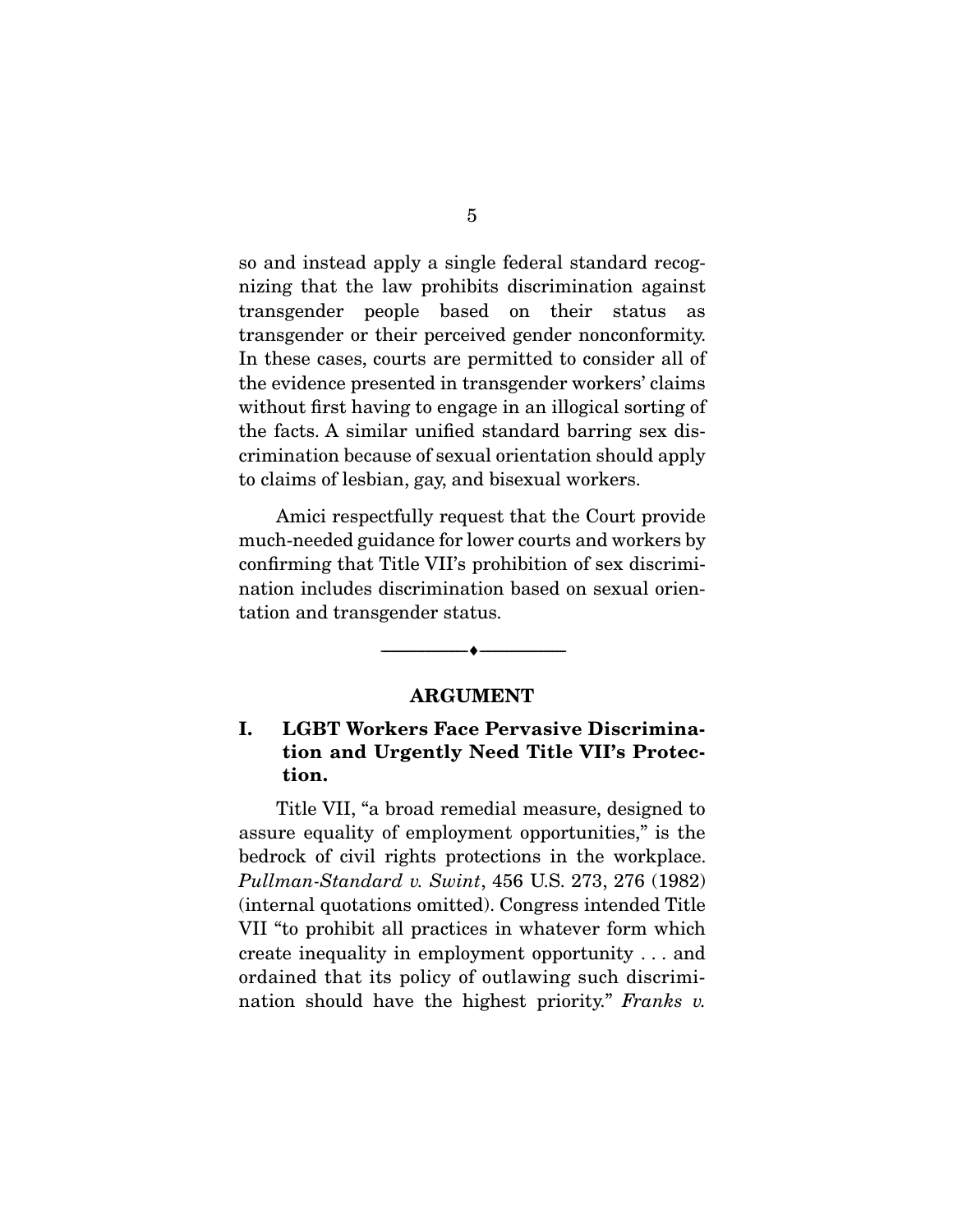so and instead apply a single federal standard recognizing that the law prohibits discrimination against transgender people based on their status as transgender or their perceived gender nonconformity. In these cases, courts are permitted to consider all of the evidence presented in transgender workers' claims without first having to engage in an illogical sorting of the facts. A similar unified standard barring sex discrimination because of sexual orientation should apply to claims of lesbian, gay, and bisexual workers.

Amici respectfully request that the Court provide much-needed guidance for lower courts and workers by confirming that Title VII's prohibition of sex discrimination includes discrimination based on sexual orientation and transgender status.

---

## ARGUMENT

### I. LGBT Workers Face Pervasive Discrimination and Urgently Need Title VII's Protection.

Title VII, "a broad remedial measure, designed to assure equality of employment opportunities," is the bedrock of civil rights protections in the workplace. *Pullman-Standard v. Swint*, 456 U.S. 273, 276 (1982) (internal quotations omitted). Congress intended Title VII "to prohibit all practices in whatever form which create inequality in employment opportunity . . . and ordained that its policy of outlawing such discrimination should have the highest priority." *Franks v.*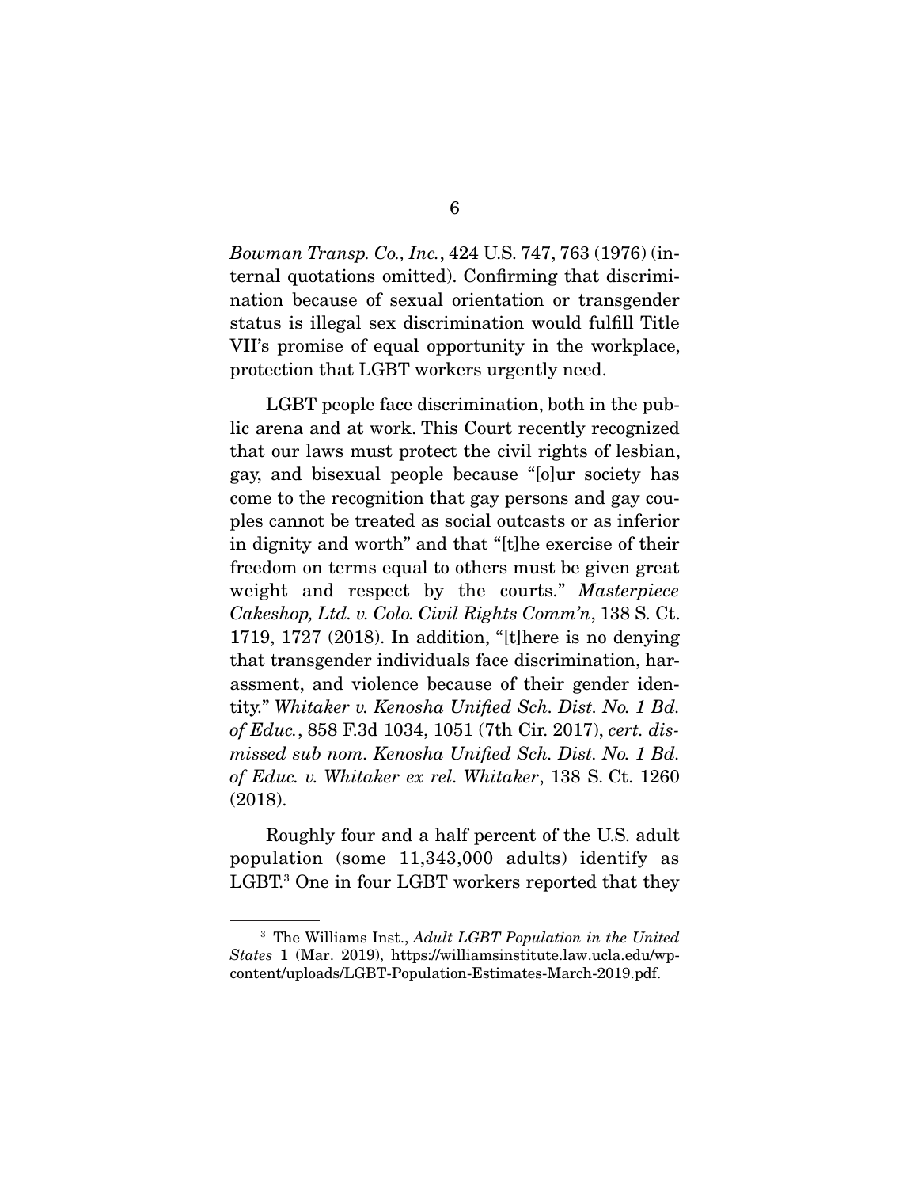*Bowman Transp. Co., Inc.*, 424 U.S. 747, 763 (1976) (internal quotations omitted). Confirming that discrimination because of sexual orientation or transgender status is illegal sex discrimination would fulfill Title VII's promise of equal opportunity in the workplace, protection that LGBT workers urgently need.

LGBT people face discrimination, both in the public arena and at work. This Court recently recognized that our laws must protect the civil rights of lesbian, gay, and bisexual people because "[o]ur society has come to the recognition that gay persons and gay couples cannot be treated as social outcasts or as inferior in dignity and worth" and that "[t]he exercise of their freedom on terms equal to others must be given great weight and respect by the courts." *Masterpiece Cakeshop, Ltd. v. Colo. Civil Rights Comm'n*, 138 S. Ct. 1719, 1727 (2018). In addition, "[t]here is no denying that transgender individuals face discrimination, harassment, and violence because of their gender identity." *Whitaker v. Kenosha Unified Sch. Dist. No. 1 Bd. of Educ.*, 858 F.3d 1034, 1051 (7th Cir. 2017), *cert. dismissed sub nom. Kenosha Unified Sch. Dist. No. 1 Bd. of Educ. v. Whitaker ex rel. Whitaker*, 138 S. Ct. 1260 (2018).

Roughly four and a half percent of the U.S. adult population (some 11,343,000 adults) identify as LGBT.[3] One in four LGBT workers reported that they

[3] The Williams Inst., *Adult LGBT Population in the United States* 1 (Mar. 2019), https://williamsinstitute.law.ucla.edu/wp-content/uploads/LGBT-Population-Estimates-March-2019.pdf.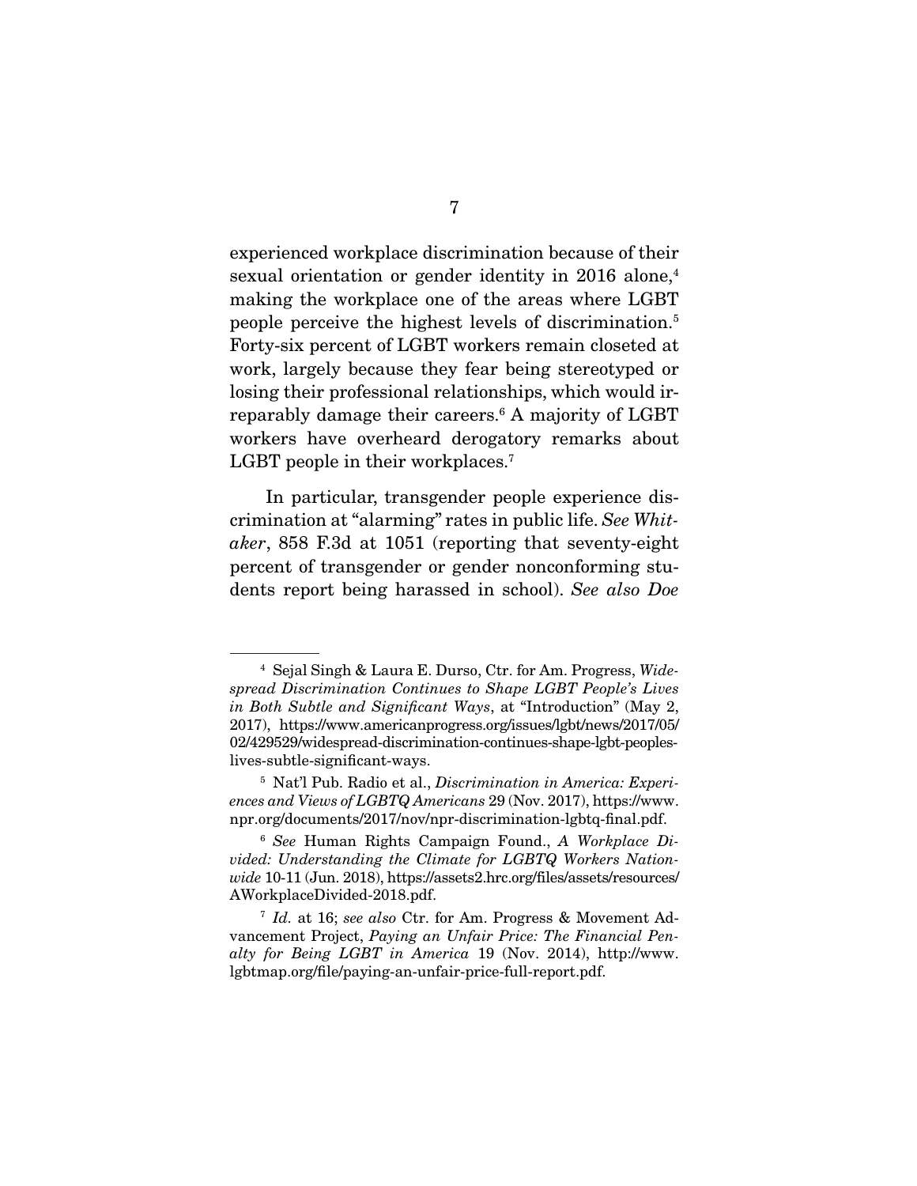experienced workplace discrimination because of their sexual orientation or gender identity in 2016 alone,[4] making the workplace one of the areas where LGBT people perceive the highest levels of discrimination.[5] Forty-six percent of LGBT workers remain closeted at work, largely because they fear being stereotyped or losing their professional relationships, which would irreparably damage their careers.[6] A majority of LGBT workers have overheard derogatory remarks about LGBT people in their workplaces.[7]

In particular, transgender people experience discrimination at "alarming" rates in public life. *See Whitaker*, 858 F.3d at 1051 (reporting that seventy-eight percent of transgender or gender nonconforming students report being harassed in school). *See also Doe*

---

[4] Sejal Singh & Laura E. Durso, Ctr. for Am. Progress, *Widespread Discrimination Continues to Shape LGBT People's Lives in Both Subtle and Significant Ways*, at "Introduction" (May 2, 2017), https://www.americanprogress.org/issues/lgbt/news/2017/05/02/429529/widespread-discrimination-continues-shape-lgbt-peoples-lives-subtle-significant-ways.

[5] Nat'l Pub. Radio et al., *Discrimination in America: Experiences and Views of LGBTQ Americans* 29 (Nov. 2017), https://www.npr.org/documents/2017/nov/npr-discrimination-lgbtq-final.pdf.

[6] *See* Human Rights Campaign Found., *A Workplace Divided: Understanding the Climate for LGBTQ Workers Nationwide* 10-11 (Jun. 2018), https://assets2.hrc.org/files/assets/resources/AWorkplaceDivided-2018.pdf.

[7] *Id.* at 16; *see also* Ctr. for Am. Progress & Movement Advancement Project, *Paying an Unfair Price: The Financial Penalty for Being LGBT in America* 19 (Nov. 2014), http://www.lgbtmap.org/file/paying-an-unfair-price-full-report.pdf.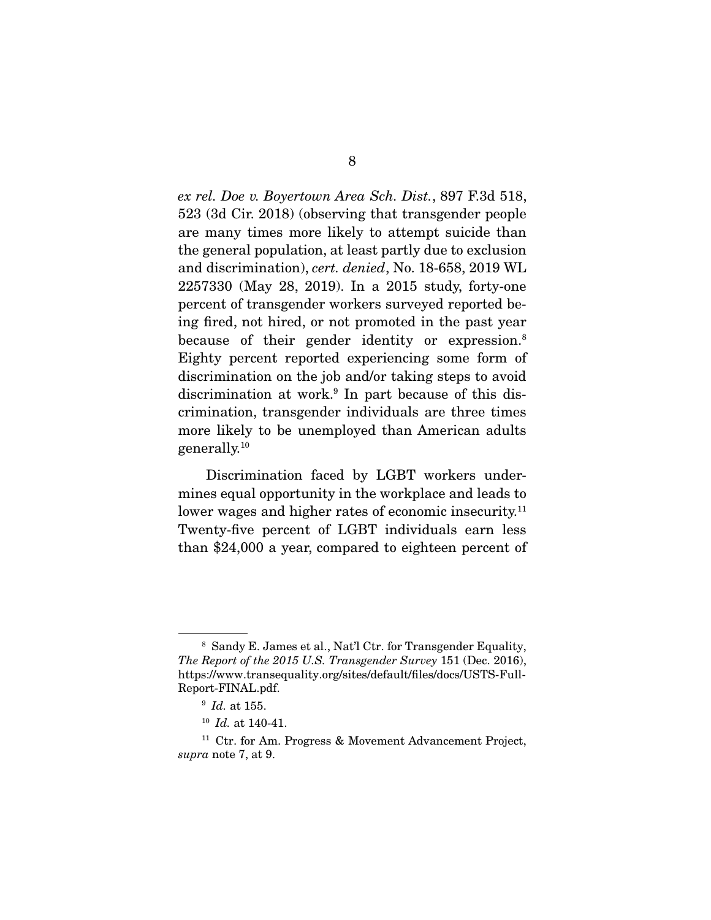*ex rel. Doe v. Boyertown Area Sch. Dist.*, 897 F.3d 518, 523 (3d Cir. 2018) (observing that transgender people are many times more likely to attempt suicide than the general population, at least partly due to exclusion and discrimination), *cert. denied*, No. 18-658, 2019 WL 2257330 (May 28, 2019). In a 2015 study, forty-one percent of transgender workers surveyed reported being fired, not hired, or not promoted in the past year because of their gender identity or expression.[8] Eighty percent reported experiencing some form of discrimination on the job and/or taking steps to avoid discrimination at work.[9] In part because of this discrimination, transgender individuals are three times more likely to be unemployed than American adults generally.[10]

Discrimination faced by LGBT workers undermines equal opportunity in the workplace and leads to lower wages and higher rates of economic insecurity.[11] Twenty-five percent of LGBT individuals earn less than $24,000 a year, compared to eighteen percent of

---

[8] Sandy E. James et al., Nat'l Ctr. for Transgender Equality, *The Report of the 2015 U.S. Transgender Survey* 151 (Dec. 2016), https://www.transequality.org/sites/default/files/docs/USTS-Full-Report-FINAL.pdf.

[9] *Id.* at 155.

[10] *Id.* at 140-41.

[11] Ctr. for Am. Progress & Movement Advancement Project, *supra* note 7, at 9.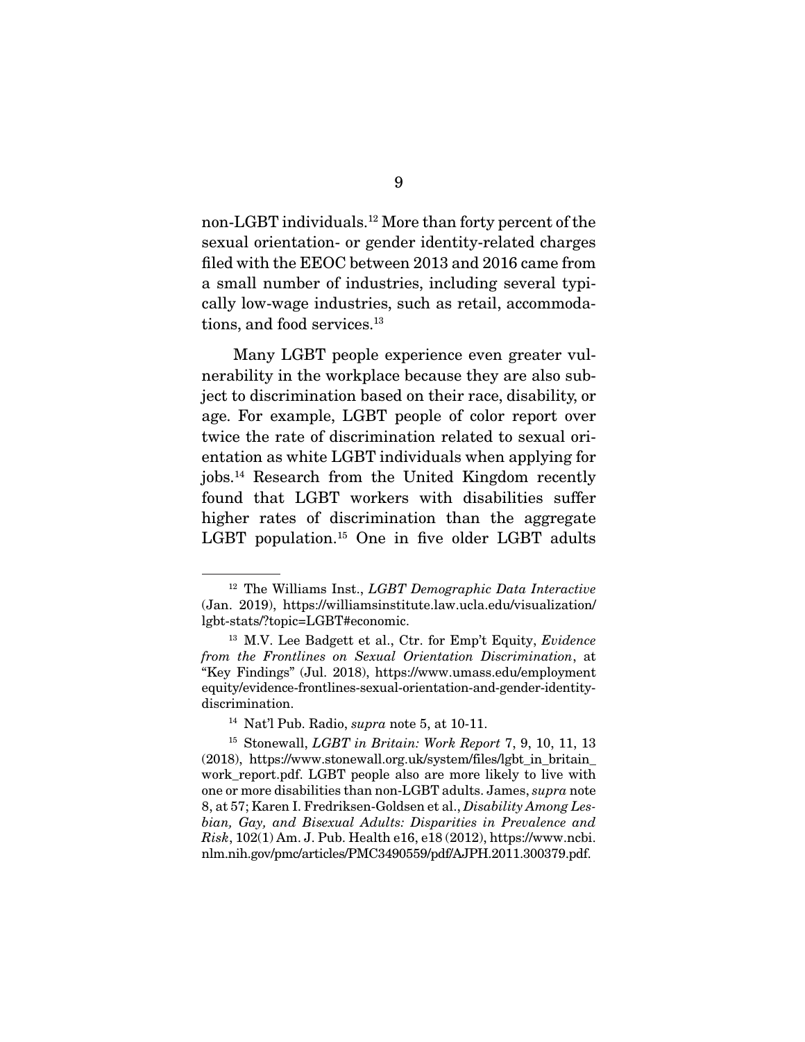non-LGBT individuals.[12] More than forty percent of the sexual orientation- or gender identity-related charges filed with the EEOC between 2013 and 2016 came from a small number of industries, including several typically low-wage industries, such as retail, accommodations, and food services.[13]

Many LGBT people experience even greater vulnerability in the workplace because they are also subject to discrimination based on their race, disability, or age. For example, LGBT people of color report over twice the rate of discrimination related to sexual orientation as white LGBT individuals when applying for jobs.[14] Research from the United Kingdom recently found that LGBT workers with disabilities suffer higher rates of discrimination than the aggregate LGBT population.[15] One in five older LGBT adults

---

[12] The Williams Inst., *LGBT Demographic Data Interactive* (Jan. 2019), https://williamsinstitute.law.ucla.edu/visualization/lgbt-stats/?topic=LGBT#economic.

[13] M.V. Lee Badgett et al., Ctr. for Emp't Equity, *Evidence from the Frontlines on Sexual Orientation Discrimination*, at "Key Findings" (Jul. 2018), https://www.umass.edu/employmentequity/evidence-frontlines-sexual-orientation-and-gender-identity-discrimination.

[14] Nat'l Pub. Radio, *supra* note 5, at 10-11.

[15] Stonewall, *LGBT in Britain: Work Report* 7, 9, 10, 11, 13 (2018), https://www.stonewall.org.uk/system/files/lgbt_in_britain_work_report.pdf. LGBT people also are more likely to live with one or more disabilities than non-LGBT adults. James, *supra* note 8, at 57; Karen I. Fredriksen-Goldsen et al., *Disability Among Lesbian, Gay, and Bisexual Adults: Disparities in Prevalence and Risk*, 102(1) Am. J. Pub. Health e16, e18 (2012), https://www.ncbi.nlm.nih.gov/pmc/articles/PMC3490559/pdf/AJPH.2011.300379.pdf.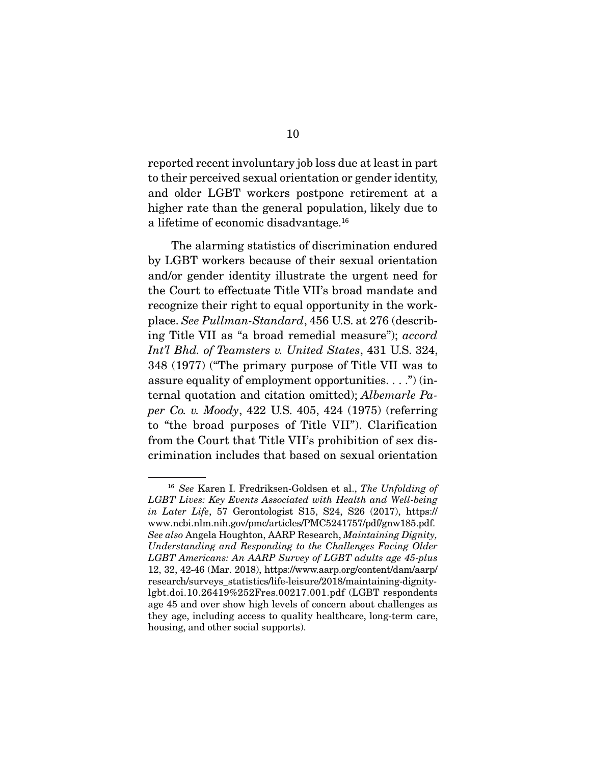reported recent involuntary job loss due at least in part to their perceived sexual orientation or gender identity, and older LGBT workers postpone retirement at a higher rate than the general population, likely due to a lifetime of economic disadvantage.[16]

The alarming statistics of discrimination endured by LGBT workers because of their sexual orientation and/or gender identity illustrate the urgent need for the Court to effectuate Title VII's broad mandate and recognize their right to equal opportunity in the workplace. *See Pullman-Standard*, 456 U.S. at 276 (describing Title VII as "a broad remedial measure"); *accord Int'l Bhd. of Teamsters v. United States*, 431 U.S. 324, 348 (1977) ("The primary purpose of Title VII was to assure equality of employment opportunities. . . .") (internal quotation and citation omitted); *Albemarle Paper Co. v. Moody*, 422 U.S. 405, 424 (1975) (referring to "the broad purposes of Title VII"). Clarification from the Court that Title VII's prohibition of sex discrimination includes that based on sexual orientation

---

[16] *See* Karen I. Fredriksen-Goldsen et al., *The Unfolding of LGBT Lives: Key Events Associated with Health and Well-being in Later Life*, 57 Gerontologist S15, S24, S26 (2017), https://www.ncbi.nlm.nih.gov/pmc/articles/PMC5241757/pdf/gnw185.pdf. *See also* Angela Houghton, AARP Research, *Maintaining Dignity, Understanding and Responding to the Challenges Facing Older LGBT Americans: An AARP Survey of LGBT adults age 45-plus* 12, 32, 42-46 (Mar. 2018), https://www.aarp.org/content/dam/aarp/research/surveys_statistics/life-leisure/2018/maintaining-dignity-lgbt.doi.10.26419%252Fres.00217.001.pdf (LGBT respondents age 45 and over show high levels of concern about challenges as they age, including access to quality healthcare, long-term care, housing, and other social supports).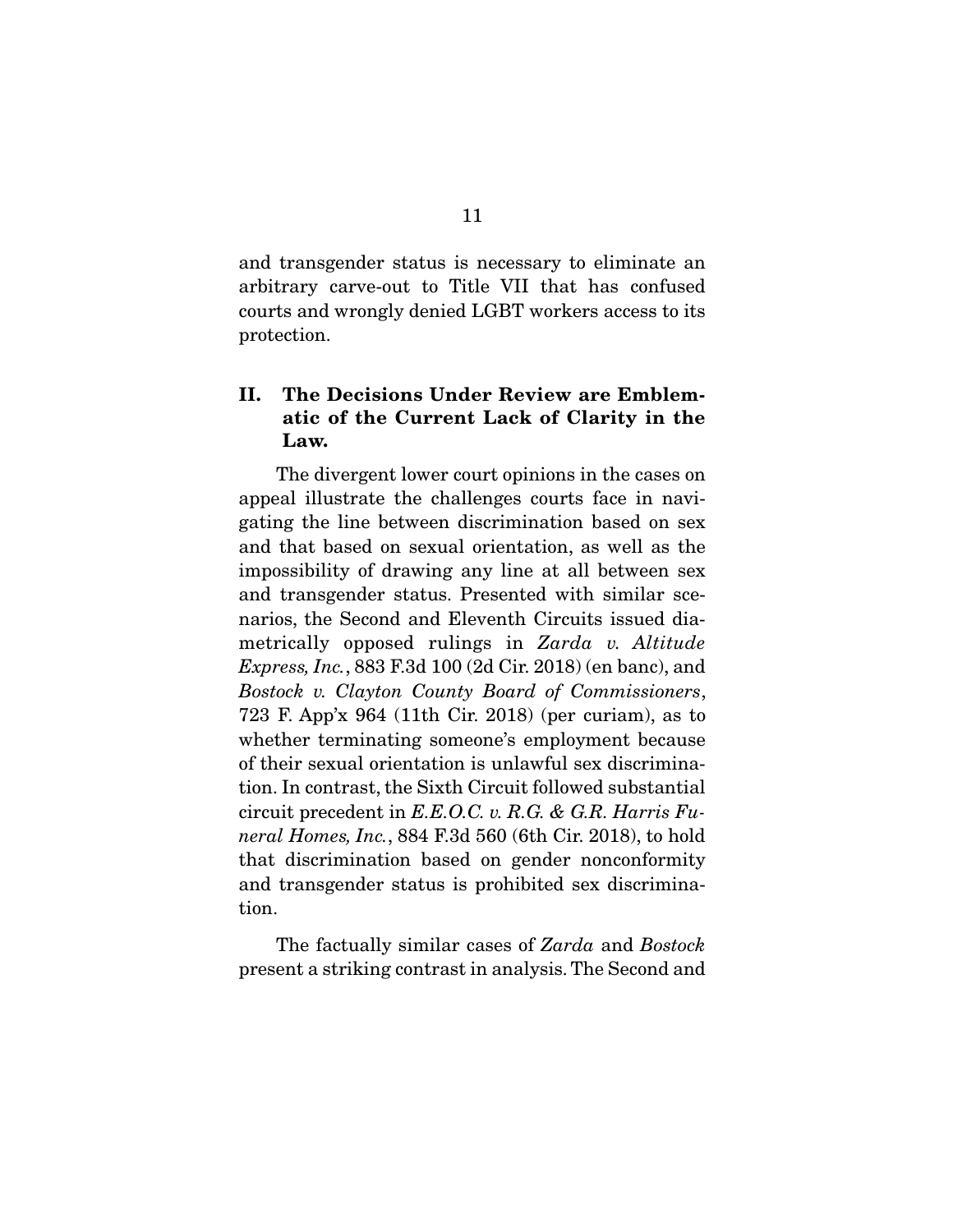and transgender status is necessary to eliminate an arbitrary carve-out to Title VII that has confused courts and wrongly denied LGBT workers access to its protection.

## II. The Decisions Under Review are Emblematic of the Current Lack of Clarity in the Law.

The divergent lower court opinions in the cases on appeal illustrate the challenges courts face in navigating the line between discrimination based on sex and that based on sexual orientation, as well as the impossibility of drawing any line at all between sex and transgender status. Presented with similar scenarios, the Second and Eleventh Circuits issued diametrically opposed rulings in *Zarda v. Altitude Express, Inc.*, 883 F.3d 100 (2d Cir. 2018) (en banc), and *Bostock v. Clayton County Board of Commissioners*, 723 F. App'x 964 (11th Cir. 2018) (per curiam), as to whether terminating someone's employment because of their sexual orientation is unlawful sex discrimination. In contrast, the Sixth Circuit followed substantial circuit precedent in *E.E.O.C. v. R.G. & G.R. Harris Funeral Homes, Inc.*, 884 F.3d 560 (6th Cir. 2018), to hold that discrimination based on gender nonconformity and transgender status is prohibited sex discrimination.

The factually similar cases of *Zarda* and *Bostock* present a striking contrast in analysis. The Second and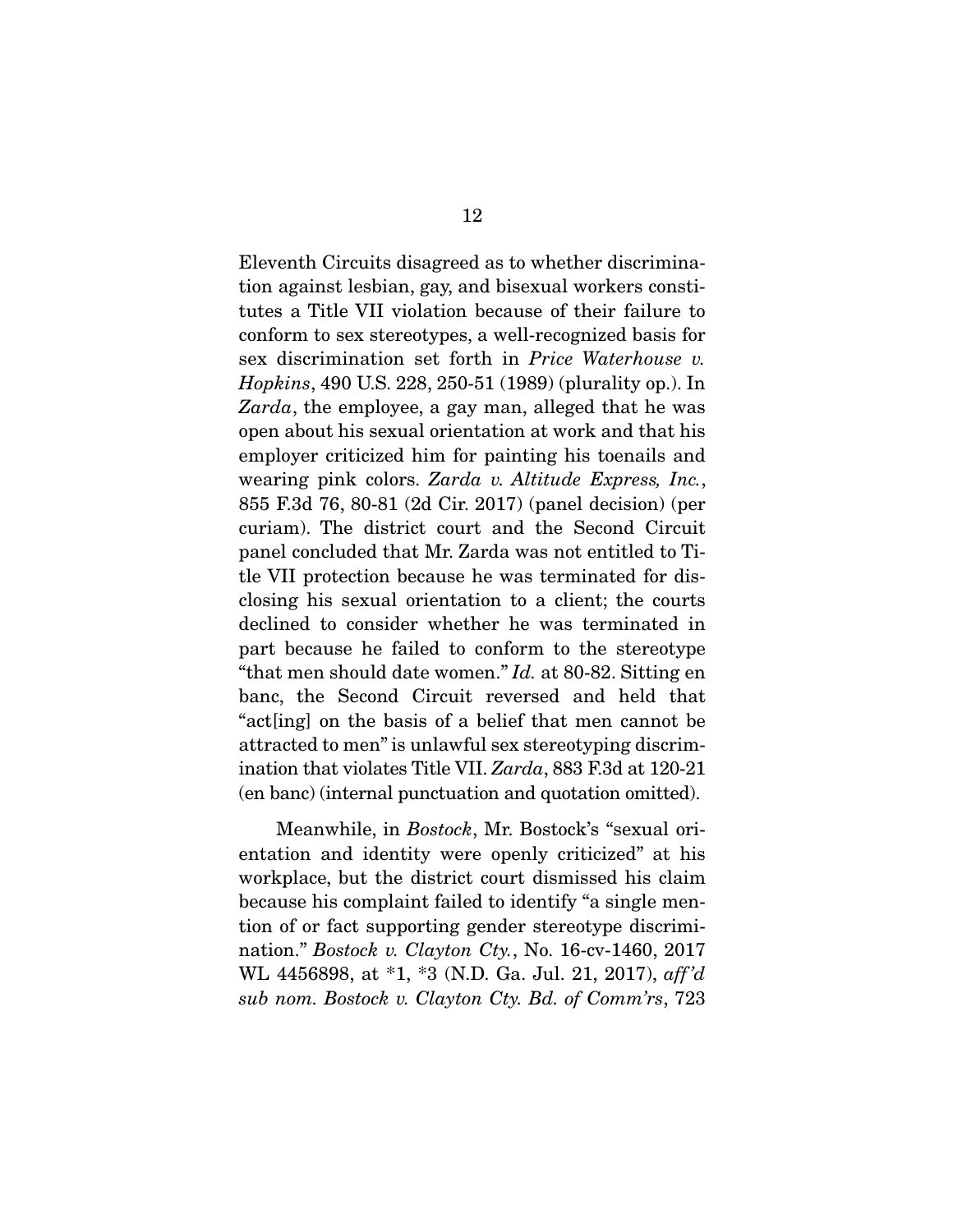Eleventh Circuits disagreed as to whether discrimination against lesbian, gay, and bisexual workers constitutes a Title VII violation because of their failure to conform to sex stereotypes, a well-recognized basis for sex discrimination set forth in *Price Waterhouse v. Hopkins*, 490 U.S. 228, 250-51 (1989) (plurality op.). In *Zarda*, the employee, a gay man, alleged that he was open about his sexual orientation at work and that his employer criticized him for painting his toenails and wearing pink colors. *Zarda v. Altitude Express, Inc.*, 855 F.3d 76, 80-81 (2d Cir. 2017) (panel decision) (per curiam). The district court and the Second Circuit panel concluded that Mr. Zarda was not entitled to Title VII protection because he was terminated for disclosing his sexual orientation to a client; the courts declined to consider whether he was terminated in part because he failed to conform to the stereotype "that men should date women." *Id.* at 80-82. Sitting en banc, the Second Circuit reversed and held that "act[ing] on the basis of a belief that men cannot be attracted to men" is unlawful sex stereotyping discrimination that violates Title VII. *Zarda*, 883 F.3d at 120-21 (en banc) (internal punctuation and quotation omitted).

Meanwhile, in *Bostock*, Mr. Bostock's "sexual orientation and identity were openly criticized" at his workplace, but the district court dismissed his claim because his complaint failed to identify "a single mention of or fact supporting gender stereotype discrimination." *Bostock v. Clayton Cty.*, No. 16-cv-1460, 2017 WL 4456898, at *1, *3 (N.D. Ga. Jul. 21, 2017), *aff'd sub nom. Bostock v. Clayton Cty. Bd. of Comm'rs*, 723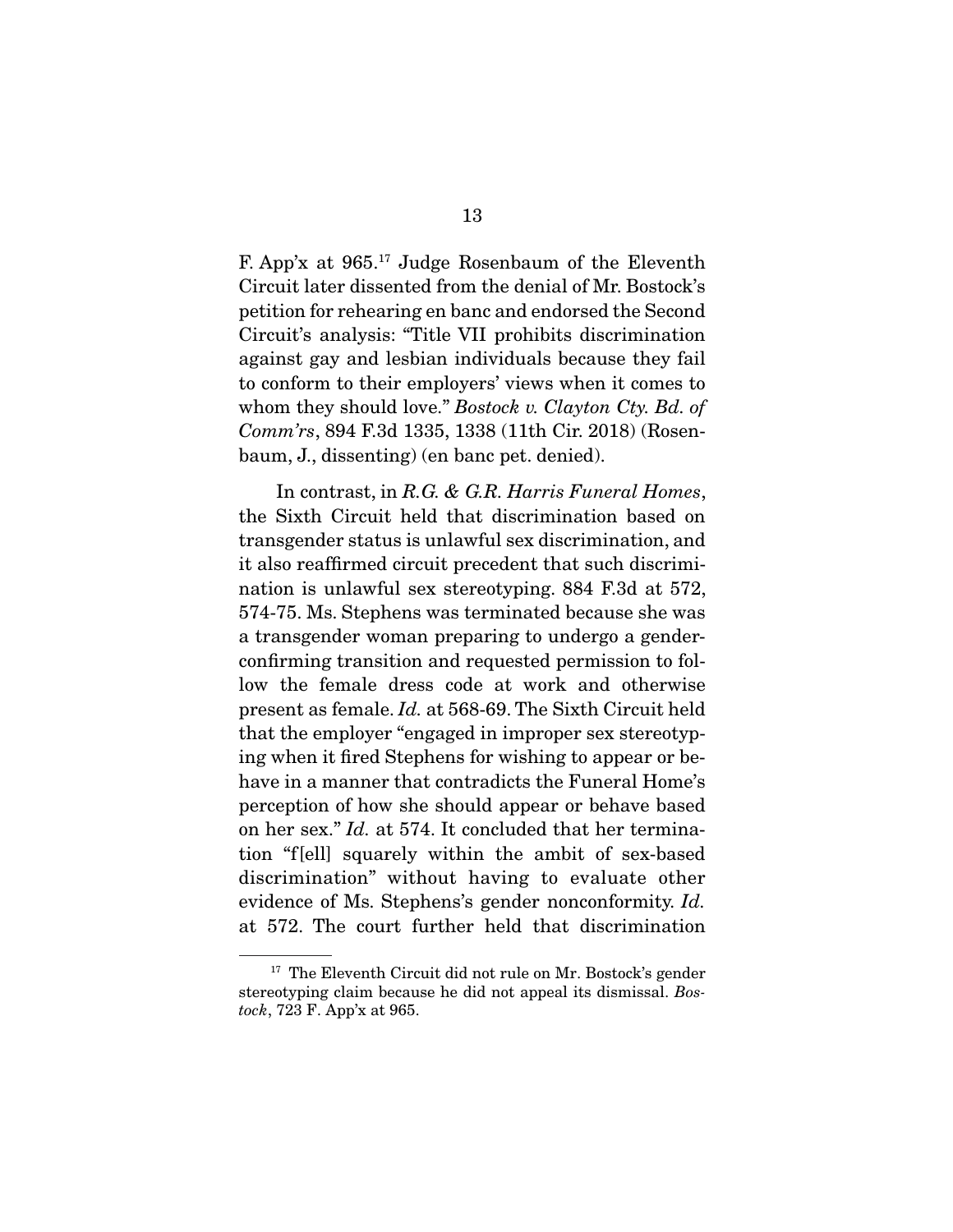F. App'x at 965.[17] Judge Rosenbaum of the Eleventh Circuit later dissented from the denial of Mr. Bostock's petition for rehearing en banc and endorsed the Second Circuit's analysis: "Title VII prohibits discrimination against gay and lesbian individuals because they fail to conform to their employers' views when it comes to whom they should love." *Bostock v. Clayton Cty. Bd. of Comm'rs*, 894 F.3d 1335, 1338 (11th Cir. 2018) (Rosenbaum, J., dissenting) (en banc pet. denied).

In contrast, in *R.G. & G.R. Harris Funeral Homes*, the Sixth Circuit held that discrimination based on transgender status is unlawful sex discrimination, and it also reaffirmed circuit precedent that such discrimination is unlawful sex stereotyping. 884 F.3d at 572, 574-75. Ms. Stephens was terminated because she was a transgender woman preparing to undergo a gender-confirming transition and requested permission to follow the female dress code at work and otherwise present as female. *Id.* at 568-69. The Sixth Circuit held that the employer "engaged in improper sex stereotyping when it fired Stephens for wishing to appear or behave in a manner that contradicts the Funeral Home's perception of how she should appear or behave based on her sex." *Id.* at 574. It concluded that her termination "f[ell] squarely within the ambit of sex-based discrimination" without having to evaluate other evidence of Ms. Stephens's gender nonconformity. *Id.* at 572. The court further held that discrimination

---

[17] The Eleventh Circuit did not rule on Mr. Bostock's gender stereotyping claim because he did not appeal its dismissal. *Bostock*, 723 F. App'x at 965.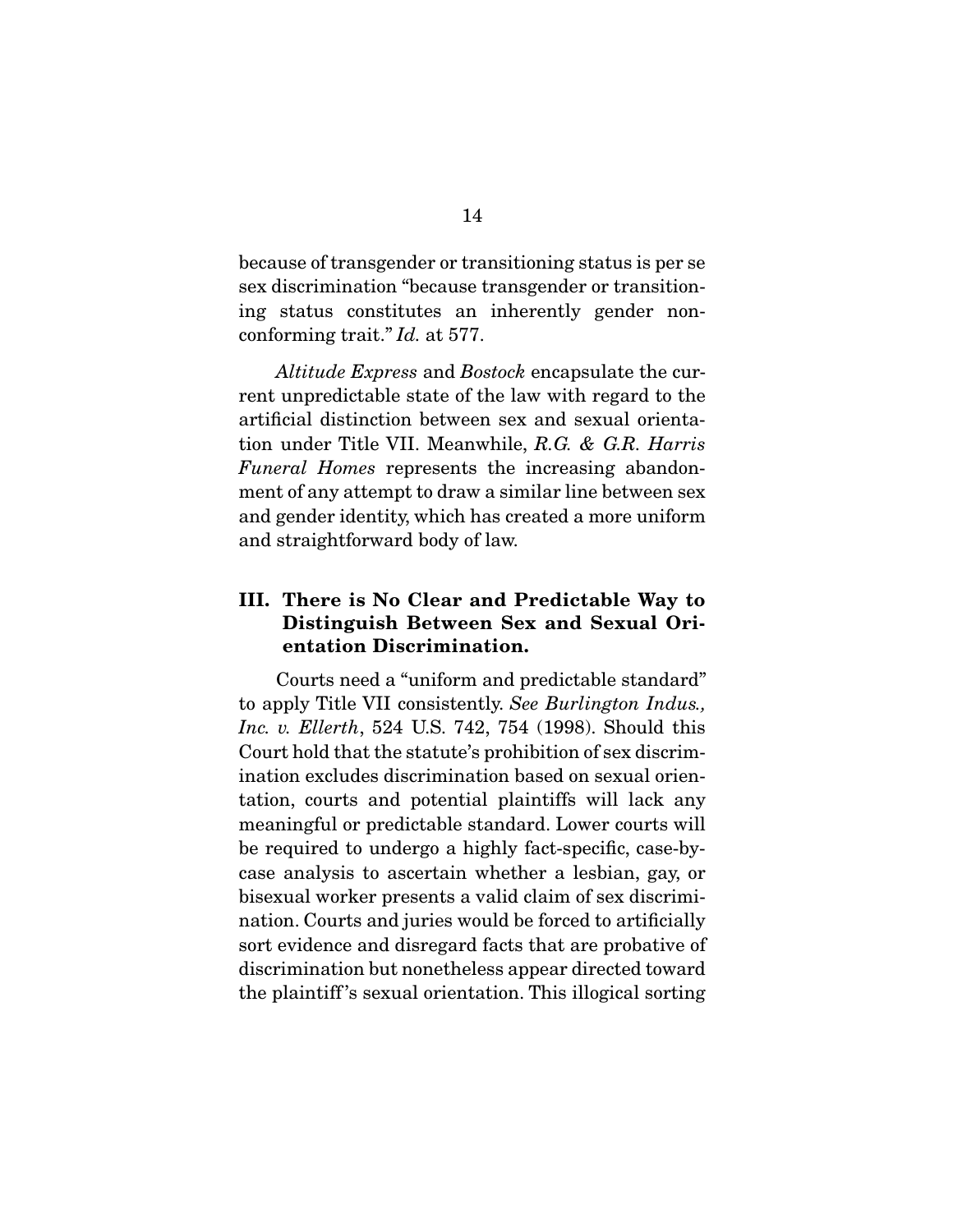because of transgender or transitioning status is per se sex discrimination "because transgender or transitioning status constitutes an inherently gender non-conforming trait." *Id.* at 577.

*Altitude Express* and *Bostock* encapsulate the current unpredictable state of the law with regard to the artificial distinction between sex and sexual orientation under Title VII. Meanwhile, *R.G. & G.R. Harris Funeral Homes* represents the increasing abandonment of any attempt to draw a similar line between sex and gender identity, which has created a more uniform and straightforward body of law.

## III. There is No Clear and Predictable Way to Distinguish Between Sex and Sexual Orientation Discrimination.

Courts need a "uniform and predictable standard" to apply Title VII consistently. *See Burlington Indus., Inc. v. Ellerth*, 524 U.S. 742, 754 (1998). Should this Court hold that the statute's prohibition of sex discrimination excludes discrimination based on sexual orientation, courts and potential plaintiffs will lack any meaningful or predictable standard. Lower courts will be required to undergo a highly fact-specific, case-by-case analysis to ascertain whether a lesbian, gay, or bisexual worker presents a valid claim of sex discrimination. Courts and juries would be forced to artificially sort evidence and disregard facts that are probative of discrimination but nonetheless appear directed toward the plaintiff's sexual orientation. This illogical sorting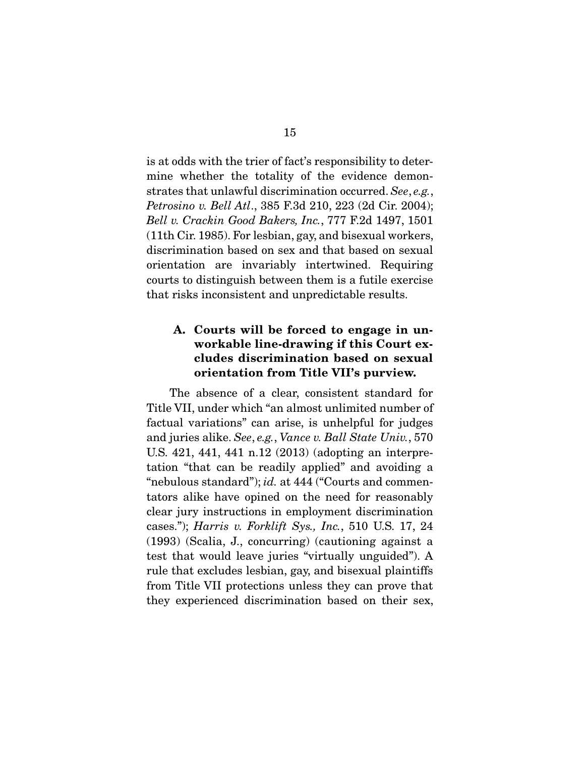is at odds with the trier of fact's responsibility to determine whether the totality of the evidence demonstrates that unlawful discrimination occurred. *See*, *e.g.*, *Petrosino v. Bell Atl*., 385 F.3d 210, 223 (2d Cir. 2004); *Bell v. Crackin Good Bakers, Inc.*, 777 F.2d 1497, 1501 (11th Cir. 1985). For lesbian, gay, and bisexual workers, discrimination based on sex and that based on sexual orientation are invariably intertwined. Requiring courts to distinguish between them is a futile exercise that risks inconsistent and unpredictable results.

### A. Courts will be forced to engage in unworkable line-drawing if this Court excludes discrimination based on sexual orientation from Title VII's purview.

The absence of a clear, consistent standard for Title VII, under which "an almost unlimited number of factual variations" can arise, is unhelpful for judges and juries alike. *See*, *e.g.*, *Vance v. Ball State Univ.*, 570 U.S. 421, 441, 441 n.12 (2013) (adopting an interpretation "that can be readily applied" and avoiding a "nebulous standard"); *id.* at 444 ("Courts and commentators alike have opined on the need for reasonably clear jury instructions in employment discrimination cases."); *Harris v. Forklift Sys., Inc.*, 510 U.S. 17, 24 (1993) (Scalia, J., concurring) (cautioning against a test that would leave juries "virtually unguided"). A rule that excludes lesbian, gay, and bisexual plaintiffs from Title VII protections unless they can prove that they experienced discrimination based on their sex,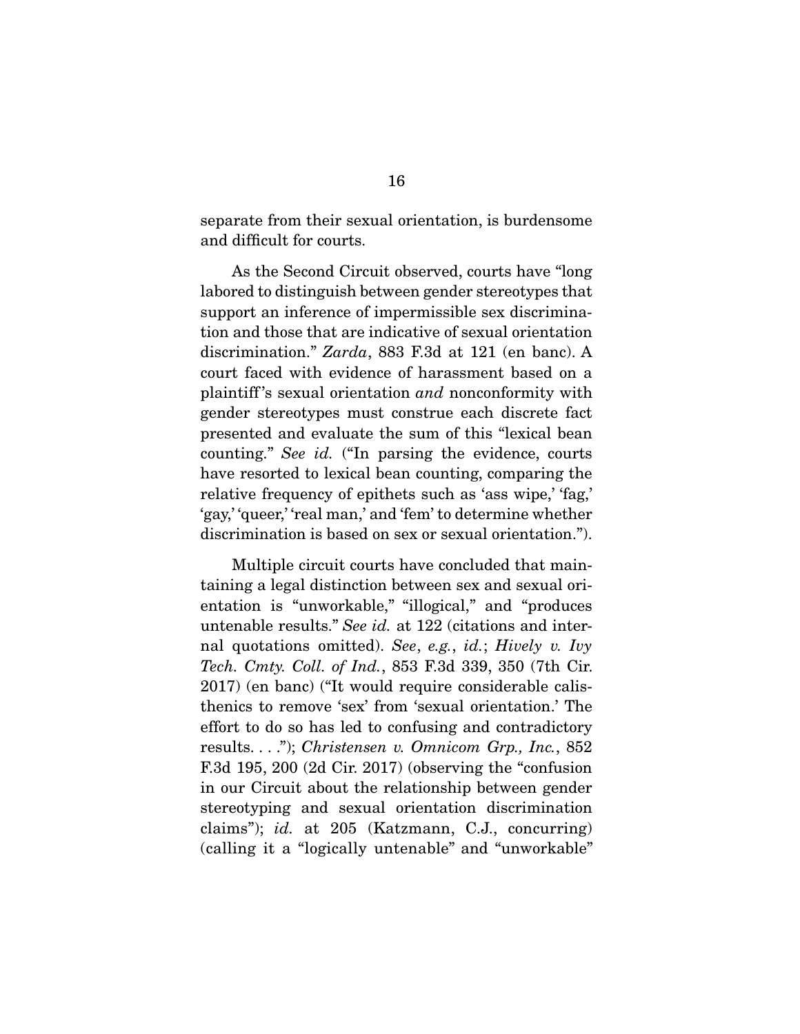separate from their sexual orientation, is burdensome and difficult for courts.

As the Second Circuit observed, courts have "long labored to distinguish between gender stereotypes that support an inference of impermissible sex discrimination and those that are indicative of sexual orientation discrimination." *Zarda*, 883 F.3d at 121 (en banc). A court faced with evidence of harassment based on a plaintiff's sexual orientation *and* nonconformity with gender stereotypes must construe each discrete fact presented and evaluate the sum of this "lexical bean counting." *See id.* ("In parsing the evidence, courts have resorted to lexical bean counting, comparing the relative frequency of epithets such as 'ass wipe,' 'fag,' 'gay,' 'queer,' 'real man,' and 'fem' to determine whether discrimination is based on sex or sexual orientation.").

Multiple circuit courts have concluded that maintaining a legal distinction between sex and sexual orientation is "unworkable," "illogical," and "produces untenable results." *See id.* at 122 (citations and internal quotations omitted). *See*, *e.g.*, *id.*; *Hively v. Ivy Tech. Cmty. Coll. of Ind.*, 853 F.3d 339, 350 (7th Cir. 2017) (en banc) ("It would require considerable calisthenics to remove 'sex' from 'sexual orientation.' The effort to do so has led to confusing and contradictory results. . . ."); *Christensen v. Omnicom Grp., Inc.*, 852 F.3d 195, 200 (2d Cir. 2017) (observing the "confusion in our Circuit about the relationship between gender stereotyping and sexual orientation discrimination claims"); *id.* at 205 (Katzmann, C.J., concurring) (calling it a "logically untenable" and "unworkable"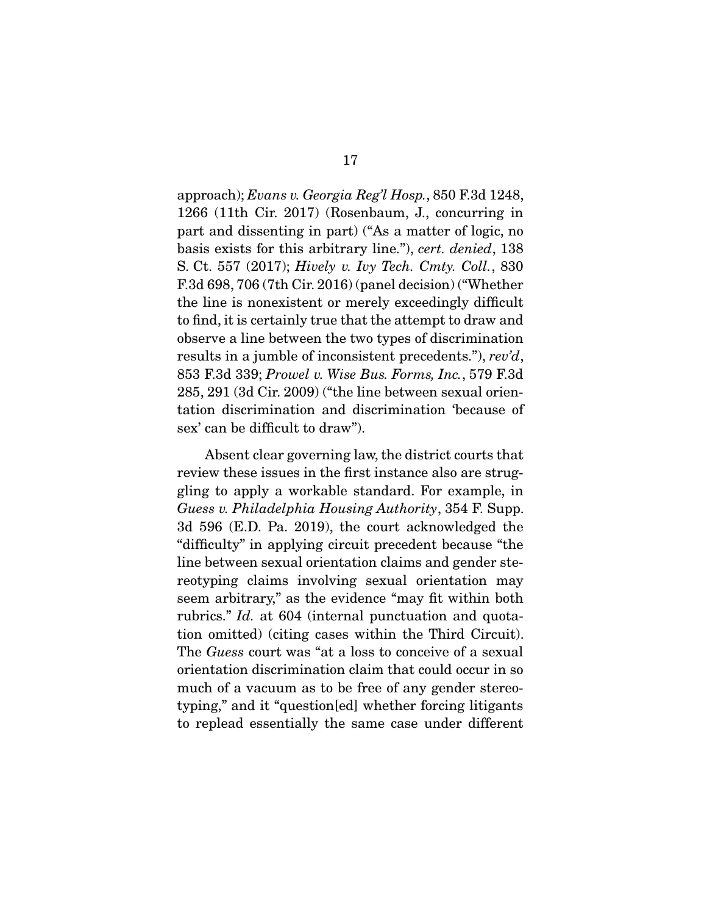approach); *Evans v. Georgia Reg'l Hosp.*, 850 F.3d 1248, 1266 (11th Cir. 2017) (Rosenbaum, J., concurring in part and dissenting in part) ("As a matter of logic, no basis exists for this arbitrary line."), *cert. denied*, 138 S. Ct. 557 (2017); *Hively v. Ivy Tech. Cmty. Coll.*, 830 F.3d 698, 706 (7th Cir. 2016) (panel decision) ("Whether the line is nonexistent or merely exceedingly difficult to find, it is certainly true that the attempt to draw and observe a line between the two types of discrimination results in a jumble of inconsistent precedents."), *rev'd*, 853 F.3d 339; *Prowel v. Wise Bus. Forms, Inc.*, 579 F.3d 285, 291 (3d Cir. 2009) ("the line between sexual orientation discrimination and discrimination 'because of sex' can be difficult to draw").

Absent clear governing law, the district courts that review these issues in the first instance also are struggling to apply a workable standard. For example, in *Guess v. Philadelphia Housing Authority*, 354 F. Supp. 3d 596 (E.D. Pa. 2019), the court acknowledged the "difficulty" in applying circuit precedent because "the line between sexual orientation claims and gender stereotyping claims involving sexual orientation may seem arbitrary," as the evidence "may fit within both rubrics." *Id.* at 604 (internal punctuation and quotation omitted) (citing cases within the Third Circuit). The *Guess* court was "at a loss to conceive of a sexual orientation discrimination claim that could occur in so much of a vacuum as to be free of any gender stereotyping," and it "question[ed] whether forcing litigants to replead essentially the same case under different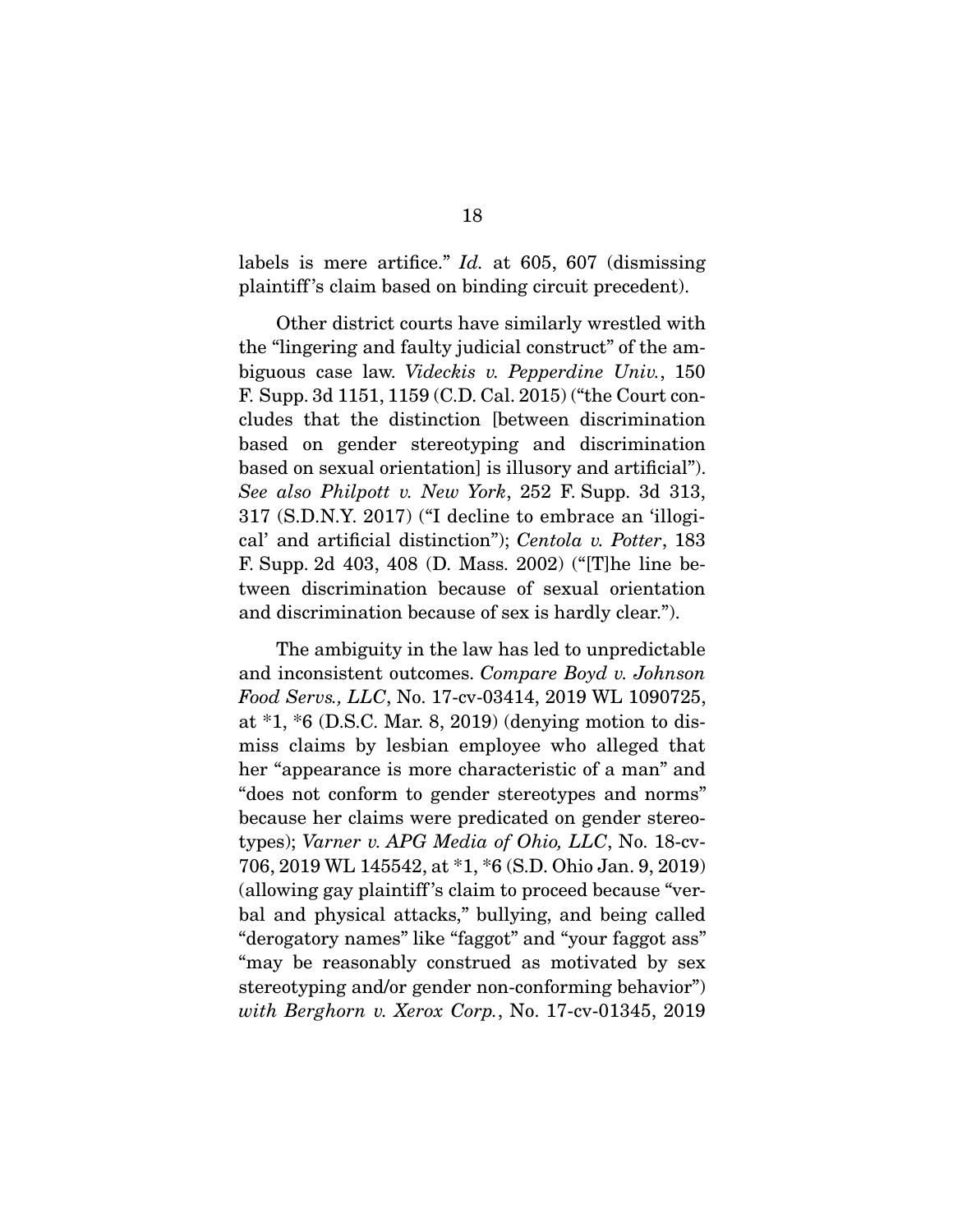labels is mere artifice." *Id.* at 605, 607 (dismissing plaintiff's claim based on binding circuit precedent).

Other district courts have similarly wrestled with the "lingering and faulty judicial construct" of the ambiguous case law. *Videckis v. Pepperdine Univ.*, 150 F. Supp. 3d 1151, 1159 (C.D. Cal. 2015) ("the Court concludes that the distinction [between discrimination based on gender stereotyping and discrimination based on sexual orientation] is illusory and artificial"). *See also Philpott v. New York*, 252 F. Supp. 3d 313, 317 (S.D.N.Y. 2017) ("I decline to embrace an 'illogical' and artificial distinction"); *Centola v. Potter*, 183 F. Supp. 2d 403, 408 (D. Mass. 2002) ("[T]he line between discrimination because of sexual orientation and discrimination because of sex is hardly clear.").

The ambiguity in the law has led to unpredictable and inconsistent outcomes. *Compare Boyd v. Johnson Food Servs., LLC*, No. 17-cv-03414, 2019 WL 1090725, at *1, *6 (D.S.C. Mar. 8, 2019) (denying motion to dismiss claims by lesbian employee who alleged that her "appearance is more characteristic of a man" and "does not conform to gender stereotypes and norms" because her claims were predicated on gender stereotypes); *Varner v. APG Media of Ohio, LLC*, No. 18-cv-706, 2019 WL 145542, at *1, *6 (S.D. Ohio Jan. 9, 2019) (allowing gay plaintiff's claim to proceed because "verbal and physical attacks," bullying, and being called "derogatory names" like "faggot" and "your faggot ass" "may be reasonably construed as motivated by sex stereotyping and/or gender non-conforming behavior") *with Berghorn v. Xerox Corp.*, No. 17-cv-01345, 2019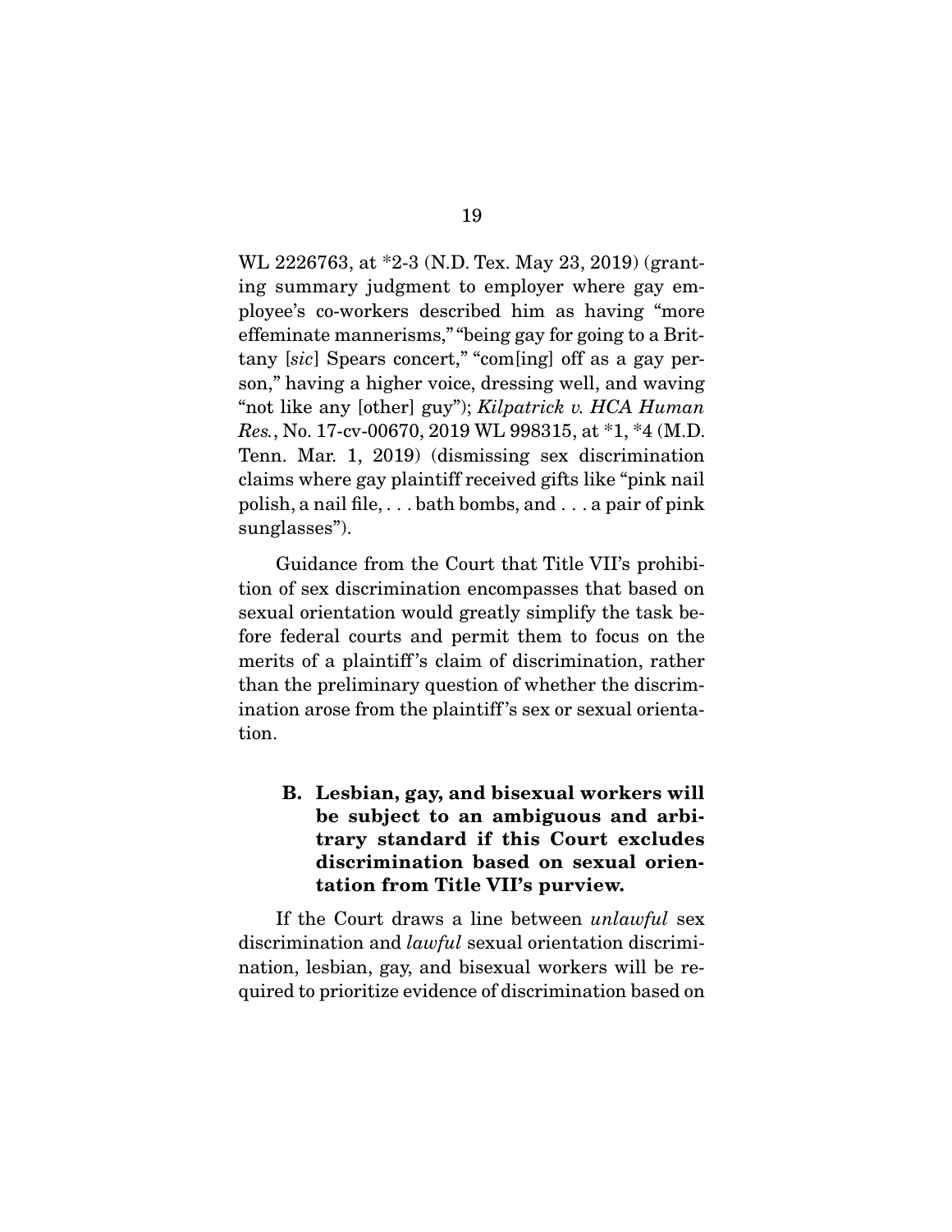WL 2226763, at *2-3 (N.D. Tex. May 23, 2019) (granting summary judgment to employer where gay employee's co-workers described him as having "more effeminate mannerisms," "being gay for going to a Brittany [*sic*] Spears concert," "com[ing] off as a gay person," having a higher voice, dressing well, and waving "not like any [other] guy"); *Kilpatrick v. HCA Human Res.*, No. 17-cv-00670, 2019 WL 998315, at *1, *4 (M.D. Tenn. Mar. 1, 2019) (dismissing sex discrimination claims where gay plaintiff received gifts like "pink nail polish, a nail file, . . . bath bombs, and . . . a pair of pink sunglasses").

Guidance from the Court that Title VII's prohibition of sex discrimination encompasses that based on sexual orientation would greatly simplify the task before federal courts and permit them to focus on the merits of a plaintiff's claim of discrimination, rather than the preliminary question of whether the discrimination arose from the plaintiff's sex or sexual orientation.

### B. Lesbian, gay, and bisexual workers will be subject to an ambiguous and arbitrary standard if this Court excludes discrimination based on sexual orientation from Title VII's purview.

If the Court draws a line between *unlawful* sex discrimination and *lawful* sexual orientation discrimination, lesbian, gay, and bisexual workers will be required to prioritize evidence of discrimination based on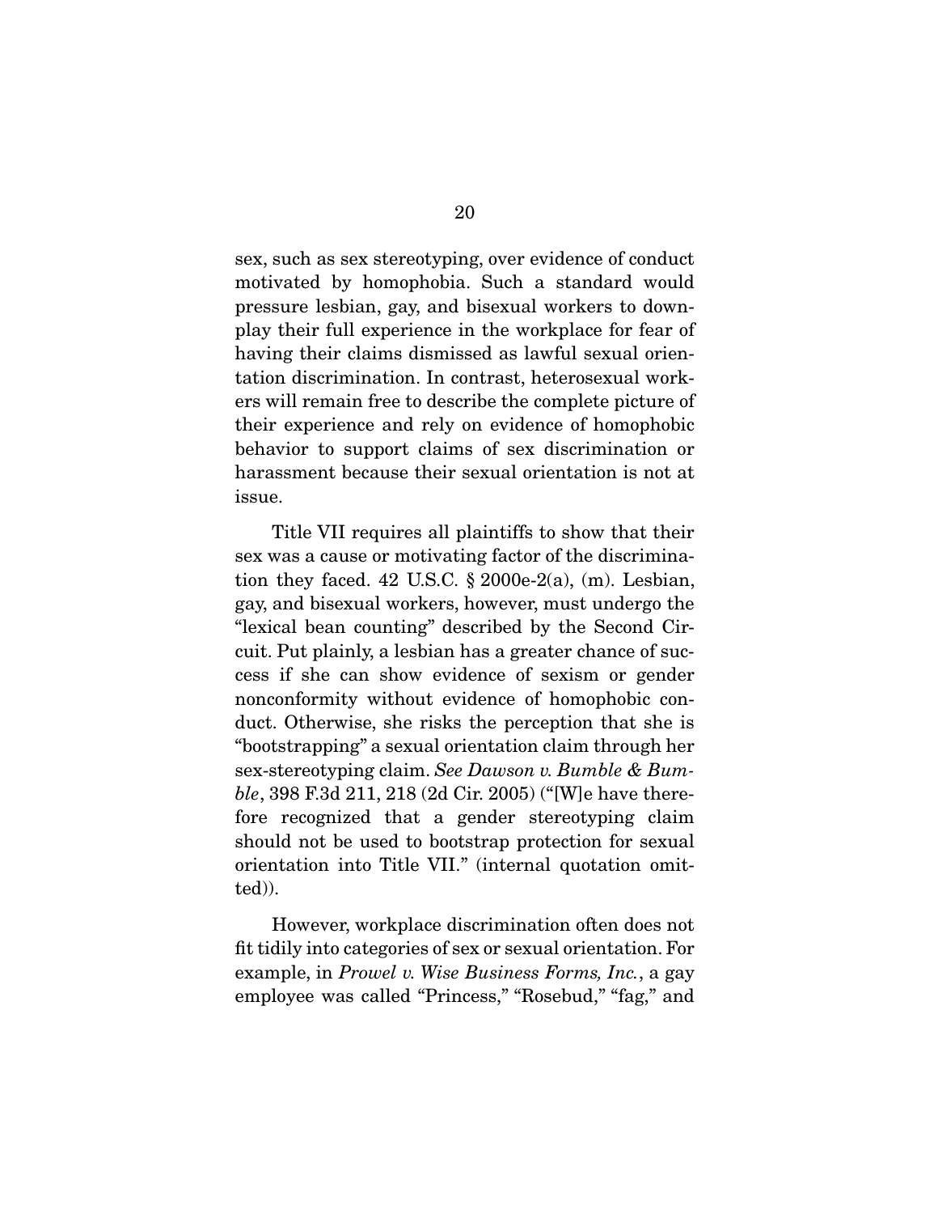sex, such as sex stereotyping, over evidence of conduct motivated by homophobia. Such a standard would pressure lesbian, gay, and bisexual workers to downplay their full experience in the workplace for fear of having their claims dismissed as lawful sexual orientation discrimination. In contrast, heterosexual workers will remain free to describe the complete picture of their experience and rely on evidence of homophobic behavior to support claims of sex discrimination or harassment because their sexual orientation is not at issue.

Title VII requires all plaintiffs to show that their sex was a cause or motivating factor of the discrimination they faced. 42 U.S.C. § 2000e-2(a), (m). Lesbian, gay, and bisexual workers, however, must undergo the "lexical bean counting" described by the Second Circuit. Put plainly, a lesbian has a greater chance of success if she can show evidence of sexism or gender nonconformity without evidence of homophobic conduct. Otherwise, she risks the perception that she is "bootstrapping" a sexual orientation claim through her sex-stereotyping claim. *See Dawson v. Bumble & Bumble*, 398 F.3d 211, 218 (2d Cir. 2005) ("[W]e have therefore recognized that a gender stereotyping claim should not be used to bootstrap protection for sexual orientation into Title VII." (internal quotation omitted)).

However, workplace discrimination often does not fit tidily into categories of sex or sexual orientation. For example, in *Prowel v. Wise Business Forms, Inc.*, a gay employee was called "Princess," "Rosebud," "fag," and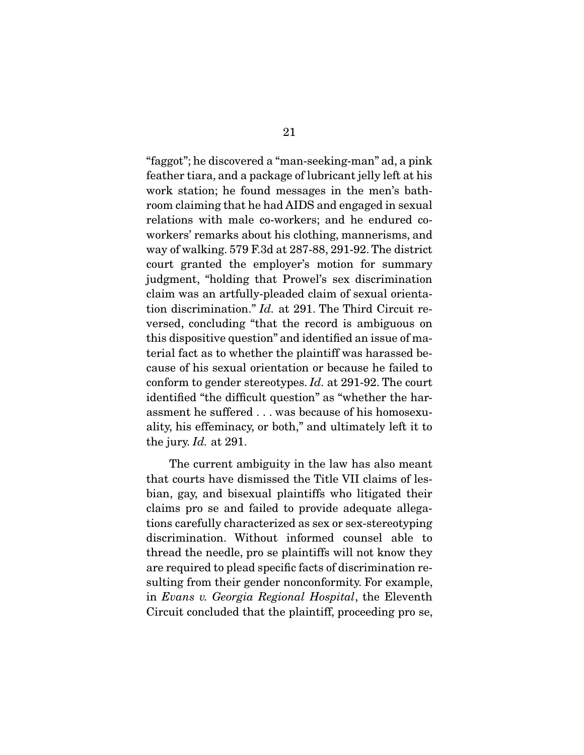"faggot"; he discovered a "man-seeking-man" ad, a pink feather tiara, and a package of lubricant jelly left at his work station; he found messages in the men's bathroom claiming that he had AIDS and engaged in sexual relations with male co-workers; and he endured co-workers' remarks about his clothing, mannerisms, and way of walking. 579 F.3d at 287-88, 291-92. The district court granted the employer's motion for summary judgment, "holding that Prowel's sex discrimination claim was an artfully-pleaded claim of sexual orientation discrimination." *Id.* at 291. The Third Circuit reversed, concluding "that the record is ambiguous on this dispositive question" and identified an issue of material fact as to whether the plaintiff was harassed because of his sexual orientation or because he failed to conform to gender stereotypes. *Id.* at 291-92. The court identified "the difficult question" as "whether the harassment he suffered . . . was because of his homosexuality, his effeminacy, or both," and ultimately left it to the jury. *Id.* at 291.

The current ambiguity in the law has also meant that courts have dismissed the Title VII claims of lesbian, gay, and bisexual plaintiffs who litigated their claims pro se and failed to provide adequate allegations carefully characterized as sex or sex-stereotyping discrimination. Without informed counsel able to thread the needle, pro se plaintiffs will not know they are required to plead specific facts of discrimination resulting from their gender nonconformity. For example, in *Evans v. Georgia Regional Hospital*, the Eleventh Circuit concluded that the plaintiff, proceeding pro se,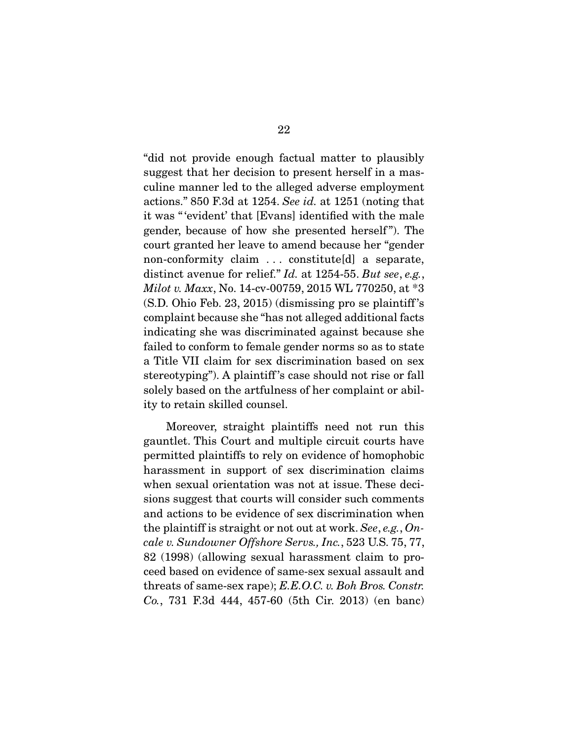"did not provide enough factual matter to plausibly suggest that her decision to present herself in a masculine manner led to the alleged adverse employment actions." 850 F.3d at 1254. *See id.* at 1251 (noting that it was "'evident' that [Evans] identified with the male gender, because of how she presented herself"). The court granted her leave to amend because her "gender non-conformity claim . . . constitute[d] a separate, distinct avenue for relief." *Id.* at 1254-55. *But see*, *e.g.*, *Milot v. Maxx*, No. 14-cv-00759, 2015 WL 770250, at *3 (S.D. Ohio Feb. 23, 2015) (dismissing pro se plaintiff's complaint because she "has not alleged additional facts indicating she was discriminated against because she failed to conform to female gender norms so as to state a Title VII claim for sex discrimination based on sex stereotyping"). A plaintiff's case should not rise or fall solely based on the artfulness of her complaint or ability to retain skilled counsel.

Moreover, straight plaintiffs need not run this gauntlet. This Court and multiple circuit courts have permitted plaintiffs to rely on evidence of homophobic harassment in support of sex discrimination claims when sexual orientation was not at issue. These decisions suggest that courts will consider such comments and actions to be evidence of sex discrimination when the plaintiff is straight or not out at work. *See*, *e.g.*, *Oncale v. Sundowner Offshore Servs., Inc.*, 523 U.S. 75, 77, 82 (1998) (allowing sexual harassment claim to proceed based on evidence of same-sex sexual assault and threats of same-sex rape); *E.E.O.C. v. Boh Bros. Constr. Co.*, 731 F.3d 444, 457-60 (5th Cir. 2013) (en banc)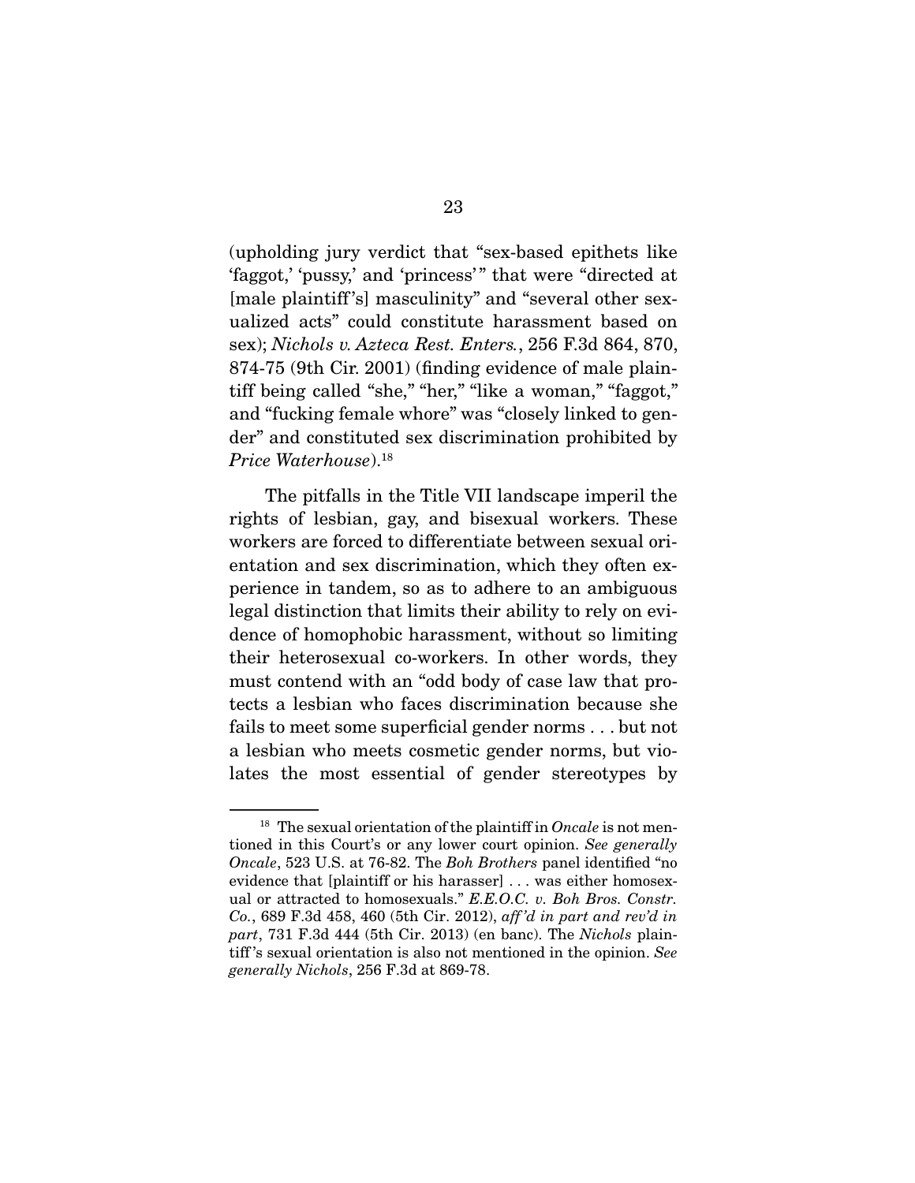(upholding jury verdict that "sex-based epithets like 'faggot,' 'pussy,' and 'princess'" that were "directed at [male plaintiff's] masculinity" and "several other sexualized acts" could constitute harassment based on sex); *Nichols v. Azteca Rest. Enters.*, 256 F.3d 864, 870, 874-75 (9th Cir. 2001) (finding evidence of male plaintiff being called "she," "her," "like a woman," "faggot," and "fucking female whore" was "closely linked to gender" and constituted sex discrimination prohibited by *Price Waterhouse*).[18]

The pitfalls in the Title VII landscape imperil the rights of lesbian, gay, and bisexual workers. These workers are forced to differentiate between sexual orientation and sex discrimination, which they often experience in tandem, so as to adhere to an ambiguous legal distinction that limits their ability to rely on evidence of homophobic harassment, without so limiting their heterosexual co-workers. In other words, they must contend with an "odd body of case law that protects a lesbian who faces discrimination because she fails to meet some superficial gender norms . . . but not a lesbian who meets cosmetic gender norms, but violates the most essential of gender stereotypes by

---

[18] The sexual orientation of the plaintiff in *Oncale* is not mentioned in this Court's or any lower court opinion. *See generally Oncale*, 523 U.S. at 76-82. The *Boh Brothers* panel identified "no evidence that [plaintiff or his harasser] . . . was either homosexual or attracted to homosexuals." *E.E.O.C. v. Boh Bros. Constr. Co.*, 689 F.3d 458, 460 (5th Cir. 2012), *aff'd in part and rev'd in part*, 731 F.3d 444 (5th Cir. 2013) (en banc). The *Nichols* plaintiff's sexual orientation is also not mentioned in the opinion. *See generally Nichols*, 256 F.3d at 869-78.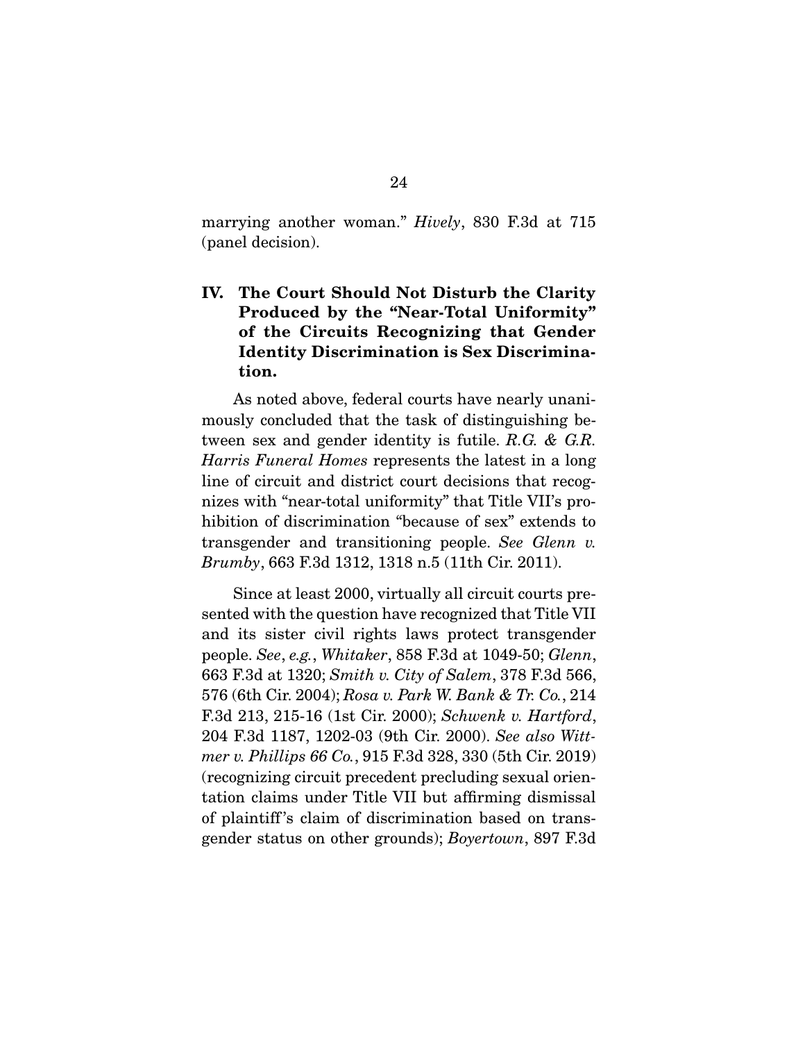marrying another woman." *Hively*, 830 F.3d at 715 (panel decision).

## IV. The Court Should Not Disturb the Clarity Produced by the "Near-Total Uniformity" of the Circuits Recognizing that Gender Identity Discrimination is Sex Discrimination.

As noted above, federal courts have nearly unanimously concluded that the task of distinguishing between sex and gender identity is futile. *R.G. & G.R. Harris Funeral Homes* represents the latest in a long line of circuit and district court decisions that recognizes with "near-total uniformity" that Title VII's prohibition of discrimination "because of sex" extends to transgender and transitioning people. *See Glenn v. Brumby*, 663 F.3d 1312, 1318 n.5 (11th Cir. 2011).

Since at least 2000, virtually all circuit courts presented with the question have recognized that Title VII and its sister civil rights laws protect transgender people. *See*, *e.g.*, *Whitaker*, 858 F.3d at 1049-50; *Glenn*, 663 F.3d at 1320; *Smith v. City of Salem*, 378 F.3d 566, 576 (6th Cir. 2004); *Rosa v. Park W. Bank & Tr. Co.*, 214 F.3d 213, 215-16 (1st Cir. 2000); *Schwenk v. Hartford*, 204 F.3d 1187, 1202-03 (9th Cir. 2000). *See also Wittmer v. Phillips 66 Co.*, 915 F.3d 328, 330 (5th Cir. 2019) (recognizing circuit precedent precluding sexual orientation claims under Title VII but affirming dismissal of plaintiff's claim of discrimination based on transgender status on other grounds); *Boyertown*, 897 F.3d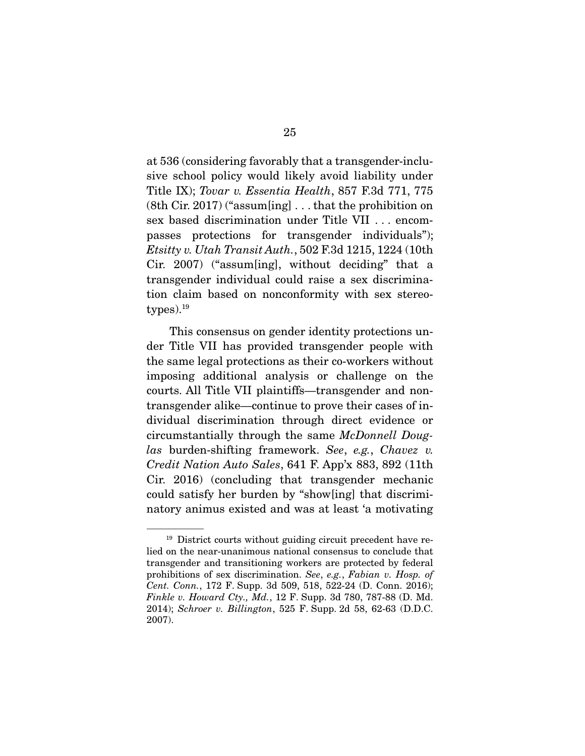at 536 (considering favorably that a transgender-inclusive school policy would likely avoid liability under Title IX); *Tovar v. Essentia Health*, 857 F.3d 771, 775 (8th Cir. 2017) ("assum[ing] . . . that the prohibition on sex based discrimination under Title VII . . . encompasses protections for transgender individuals"); *Etsitty v. Utah Transit Auth.*, 502 F.3d 1215, 1224 (10th Cir. 2007) ("assum[ing], without deciding" that a transgender individual could raise a sex discrimination claim based on nonconformity with sex stereotypes).[19]

This consensus on gender identity protections under Title VII has provided transgender people with the same legal protections as their co-workers without imposing additional analysis or challenge on the courts. All Title VII plaintiffs—transgender and non-transgender alike—continue to prove their cases of individual discrimination through direct evidence or circumstantially through the same *McDonnell Douglas* burden-shifting framework. *See*, *e.g.*, *Chavez v. Credit Nation Auto Sales*, 641 F. App'x 883, 892 (11th Cir. 2016) (concluding that transgender mechanic could satisfy her burden by "show[ing] that discriminatory animus existed and was at least 'a motivating

---

[19] District courts without guiding circuit precedent have relied on the near-unanimous national consensus to conclude that transgender and transitioning workers are protected by federal prohibitions of sex discrimination. *See*, *e.g.*, *Fabian v. Hosp. of Cent. Conn.*, 172 F. Supp. 3d 509, 518, 522-24 (D. Conn. 2016); *Finkle v. Howard Cty., Md.*, 12 F. Supp. 3d 780, 787-88 (D. Md. 2014); *Schroer v. Billington*, 525 F. Supp. 2d 58, 62-63 (D.D.C. 2007).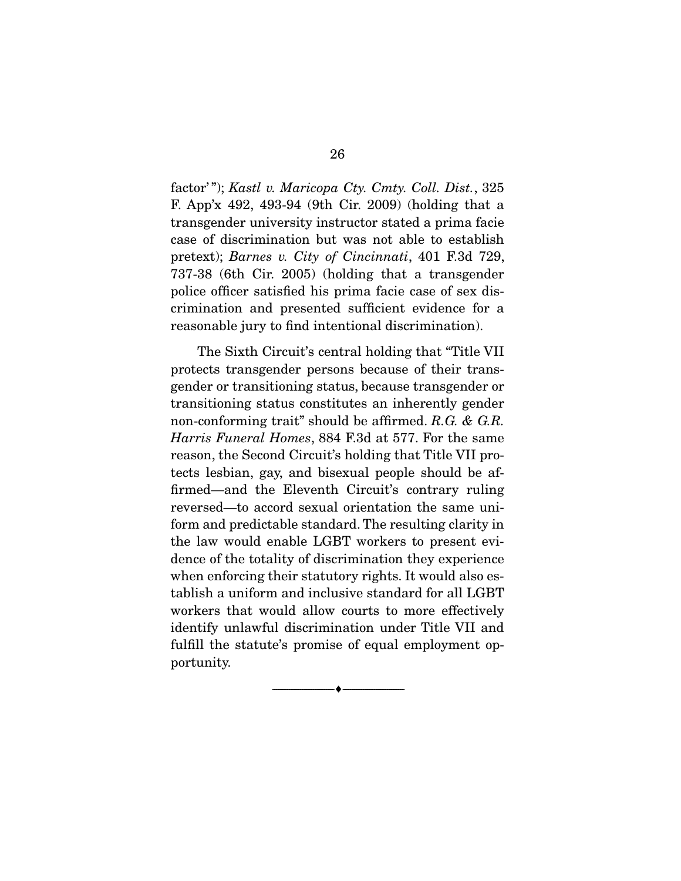factor'"); *Kastl v. Maricopa Cty. Cmty. Coll. Dist.*, 325 F. App'x 492, 493-94 (9th Cir. 2009) (holding that a transgender university instructor stated a prima facie case of discrimination but was not able to establish pretext); *Barnes v. City of Cincinnati*, 401 F.3d 729, 737-38 (6th Cir. 2005) (holding that a transgender police officer satisfied his prima facie case of sex discrimination and presented sufficient evidence for a reasonable jury to find intentional discrimination).

The Sixth Circuit's central holding that "Title VII protects transgender persons because of their transgender or transitioning status, because transgender or transitioning status constitutes an inherently gender non-conforming trait" should be affirmed. *R.G. & G.R. Harris Funeral Homes*, 884 F.3d at 577. For the same reason, the Second Circuit's holding that Title VII protects lesbian, gay, and bisexual people should be affirmed—and the Eleventh Circuit's contrary ruling reversed—to accord sexual orientation the same uniform and predictable standard. The resulting clarity in the law would enable LGBT workers to present evidence of the totality of discrimination they experience when enforcing their statutory rights. It would also establish a uniform and inclusive standard for all LGBT workers that would allow courts to more effectively identify unlawful discrimination under Title VII and fulfill the statute's promise of equal employment opportunity.

---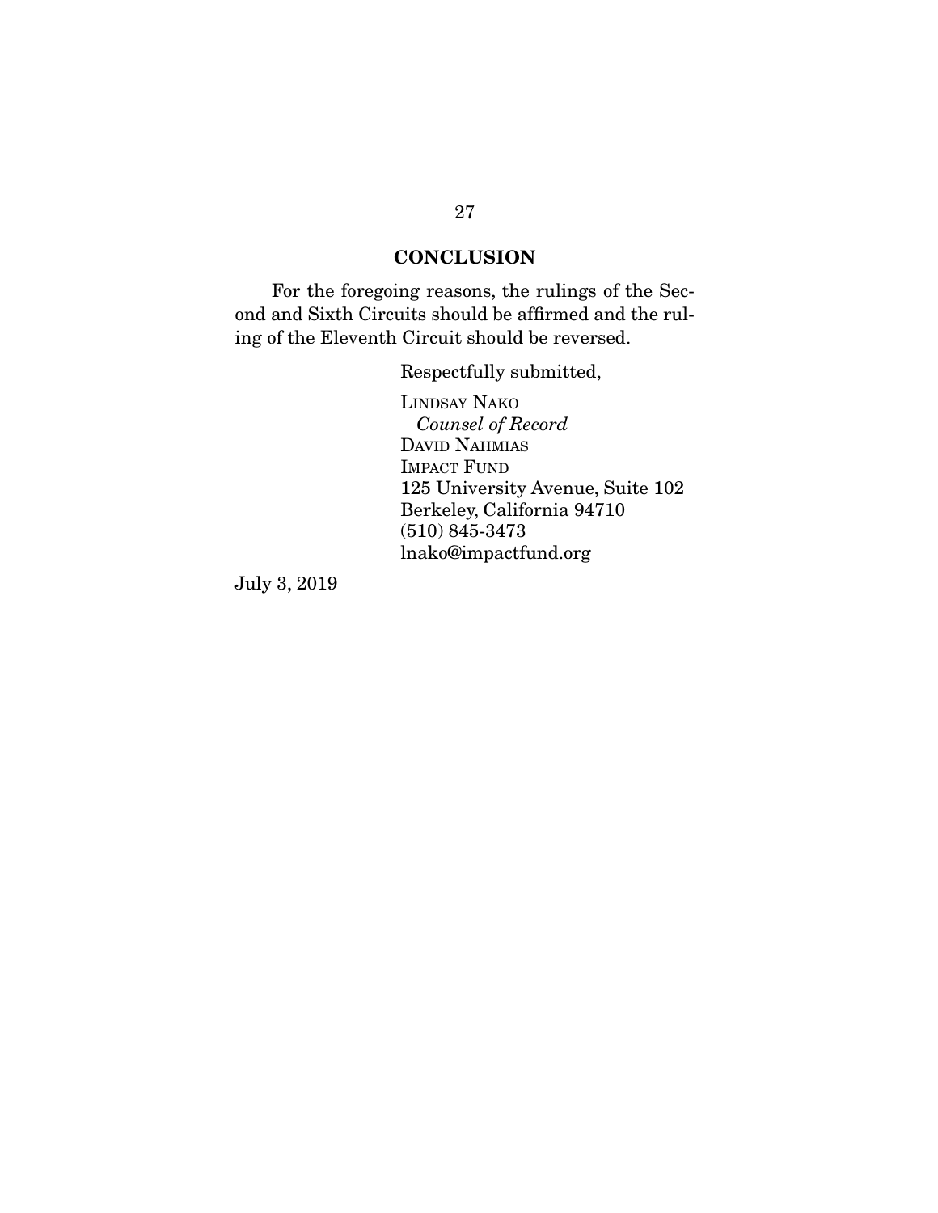## CONCLUSION

For the foregoing reasons, the rulings of the Second and Sixth Circuits should be affirmed and the ruling of the Eleventh Circuit should be reversed.

Respectfully submitted,

LINDSAY NAKO
*Counsel of Record*
DAVID NAHMIAS
IMPACT FUND
125 University Avenue, Suite 102
Berkeley, California 94710
(510) 845-3473
lnako@impactfund.org

July 3, 2019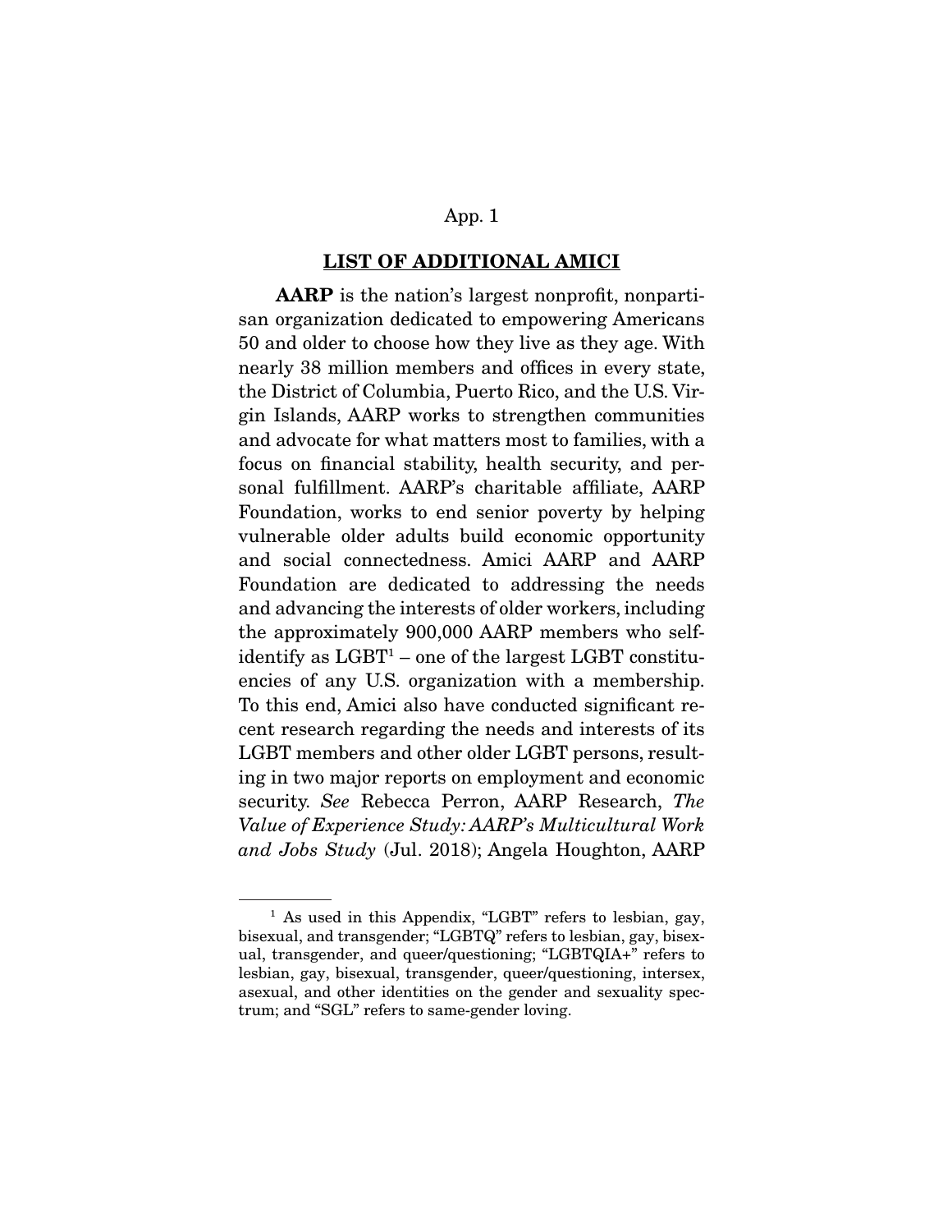## LIST OF ADDITIONAL AMICI

**AARP** is the nation's largest nonprofit, nonpartisan organization dedicated to empowering Americans 50 and older to choose how they live as they age. With nearly 38 million members and offices in every state, the District of Columbia, Puerto Rico, and the U.S. Virgin Islands, AARP works to strengthen communities and advocate for what matters most to families, with a focus on financial stability, health security, and personal fulfillment. AARP's charitable affiliate, AARP Foundation, works to end senior poverty by helping vulnerable older adults build economic opportunity and social connectedness. Amici AARP and AARP Foundation are dedicated to addressing the needs and advancing the interests of older workers, including the approximately 900,000 AARP members who self-identify as LGBT[1] – one of the largest LGBT constituencies of any U.S. organization with a membership. To this end, Amici also have conducted significant recent research regarding the needs and interests of its LGBT members and other older LGBT persons, resulting in two major reports on employment and economic security. *See* Rebecca Perron, AARP Research, *The Value of Experience Study: AARP's Multicultural Work and Jobs Study* (Jul. 2018); Angela Houghton, AARP

---

[1] As used in this Appendix, "LGBT" refers to lesbian, gay, bisexual, and transgender; "LGBTQ" refers to lesbian, gay, bisexual, transgender, and queer/questioning; "LGBTQIA+" refers to lesbian, gay, bisexual, transgender, queer/questioning, intersex, asexual, and other identities on the gender and sexuality spectrum; and "SGL" refers to same-gender loving.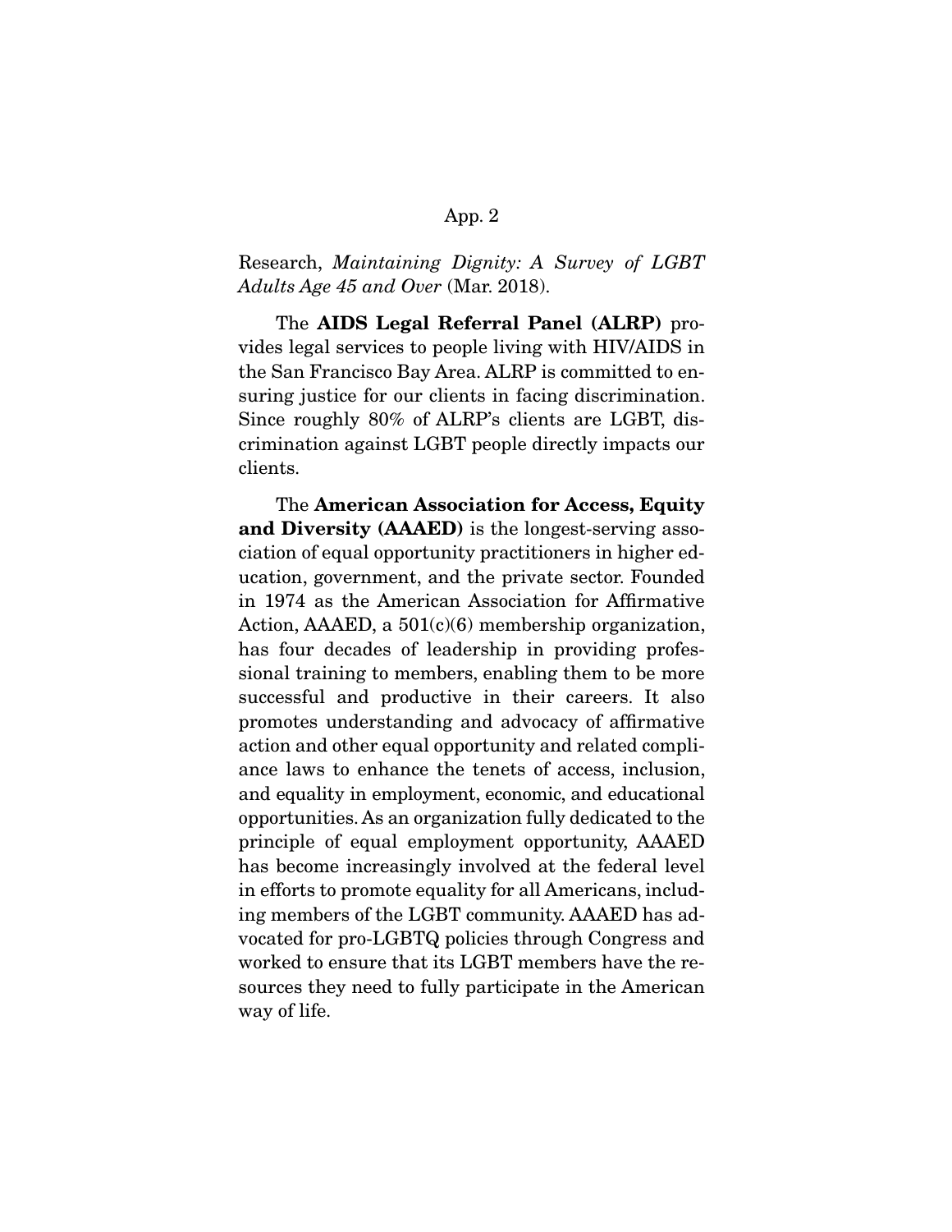Research, *Maintaining Dignity: A Survey of LGBT Adults Age 45 and Over* (Mar. 2018).

The **AIDS Legal Referral Panel (ALRP)** provides legal services to people living with HIV/AIDS in the San Francisco Bay Area. ALRP is committed to ensuring justice for our clients in facing discrimination. Since roughly 80% of ALRP's clients are LGBT, discrimination against LGBT people directly impacts our clients.

The **American Association for Access, Equity and Diversity (AAAED)** is the longest-serving association of equal opportunity practitioners in higher education, government, and the private sector. Founded in 1974 as the American Association for Affirmative Action, AAAED, a 501(c)(6) membership organization, has four decades of leadership in providing professional training to members, enabling them to be more successful and productive in their careers. It also promotes understanding and advocacy of affirmative action and other equal opportunity and related compliance laws to enhance the tenets of access, inclusion, and equality in employment, economic, and educational opportunities. As an organization fully dedicated to the principle of equal employment opportunity, AAAED has become increasingly involved at the federal level in efforts to promote equality for all Americans, including members of the LGBT community. AAAED has advocated for pro-LGBTQ policies through Congress and worked to ensure that its LGBT members have the resources they need to fully participate in the American way of life.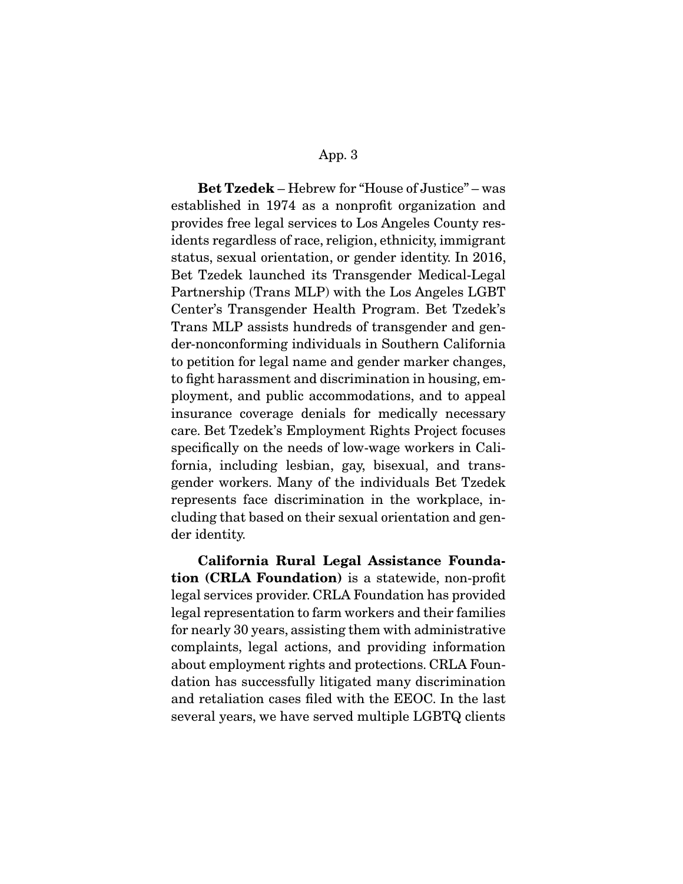**Bet Tzedek** – Hebrew for "House of Justice" – was established in 1974 as a nonprofit organization and provides free legal services to Los Angeles County residents regardless of race, religion, ethnicity, immigrant status, sexual orientation, or gender identity. In 2016, Bet Tzedek launched its Transgender Medical-Legal Partnership (Trans MLP) with the Los Angeles LGBT Center's Transgender Health Program. Bet Tzedek's Trans MLP assists hundreds of transgender and gender-nonconforming individuals in Southern California to petition for legal name and gender marker changes, to fight harassment and discrimination in housing, employment, and public accommodations, and to appeal insurance coverage denials for medically necessary care. Bet Tzedek's Employment Rights Project focuses specifically on the needs of low-wage workers in California, including lesbian, gay, bisexual, and transgender workers. Many of the individuals Bet Tzedek represents face discrimination in the workplace, including that based on their sexual orientation and gender identity.

**California Rural Legal Assistance Foundation (CRLA Foundation)** is a statewide, non-profit legal services provider. CRLA Foundation has provided legal representation to farm workers and their families for nearly 30 years, assisting them with administrative complaints, legal actions, and providing information about employment rights and protections. CRLA Foundation has successfully litigated many discrimination and retaliation cases filed with the EEOC. In the last several years, we have served multiple LGBTQ clients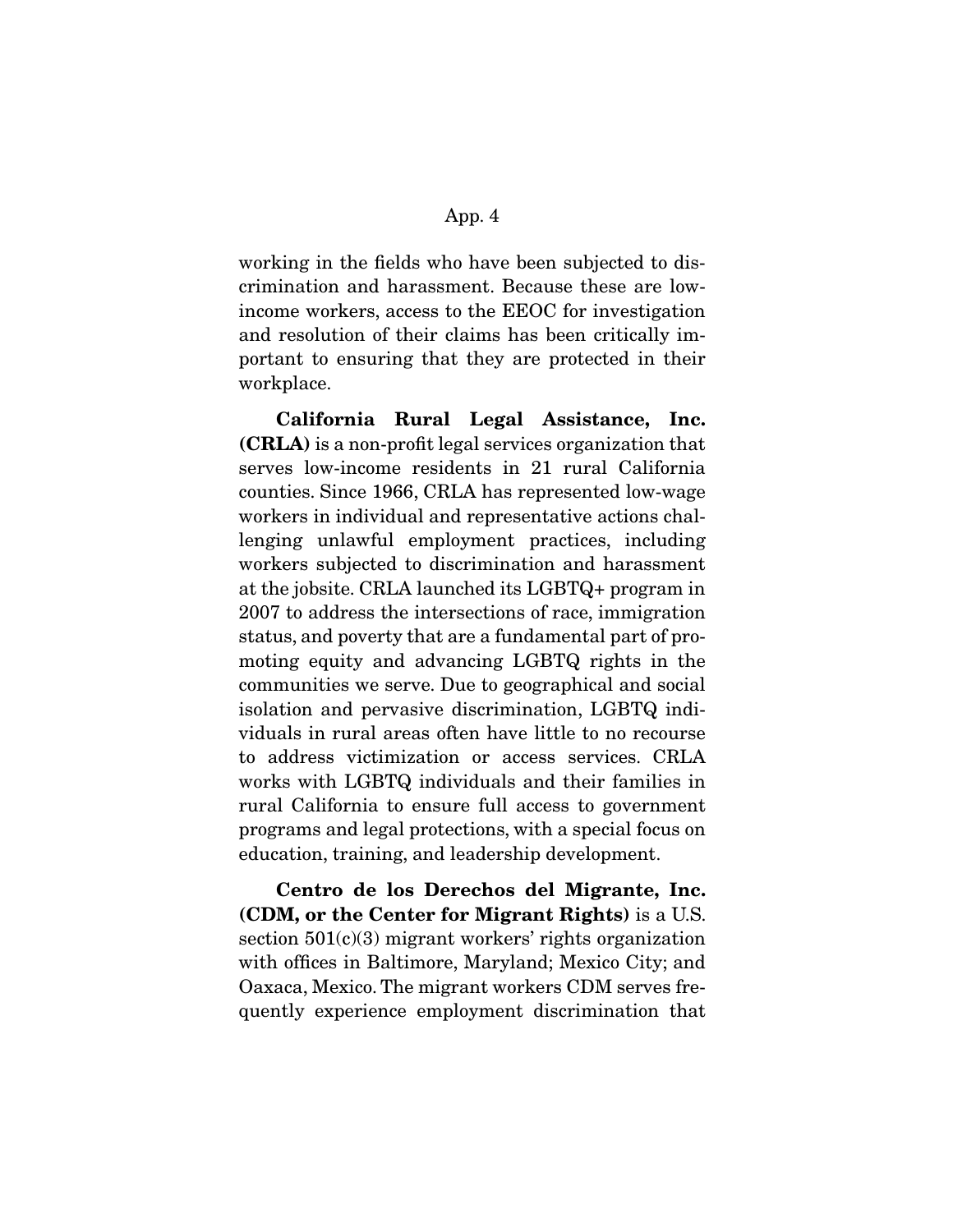working in the fields who have been subjected to discrimination and harassment. Because these are low-income workers, access to the EEOC for investigation and resolution of their claims has been critically important to ensuring that they are protected in their workplace.

**California Rural Legal Assistance, Inc. (CRLA)** is a non-profit legal services organization that serves low-income residents in 21 rural California counties. Since 1966, CRLA has represented low-wage workers in individual and representative actions challenging unlawful employment practices, including workers subjected to discrimination and harassment at the jobsite. CRLA launched its LGBTQ+ program in 2007 to address the intersections of race, immigration status, and poverty that are a fundamental part of promoting equity and advancing LGBTQ rights in the communities we serve. Due to geographical and social isolation and pervasive discrimination, LGBTQ individuals in rural areas often have little to no recourse to address victimization or access services. CRLA works with LGBTQ individuals and their families in rural California to ensure full access to government programs and legal protections, with a special focus on education, training, and leadership development.

**Centro de los Derechos del Migrante, Inc. (CDM, or the Center for Migrant Rights)** is a U.S. section 501(c)(3) migrant workers' rights organization with offices in Baltimore, Maryland; Mexico City; and Oaxaca, Mexico. The migrant workers CDM serves frequently experience employment discrimination that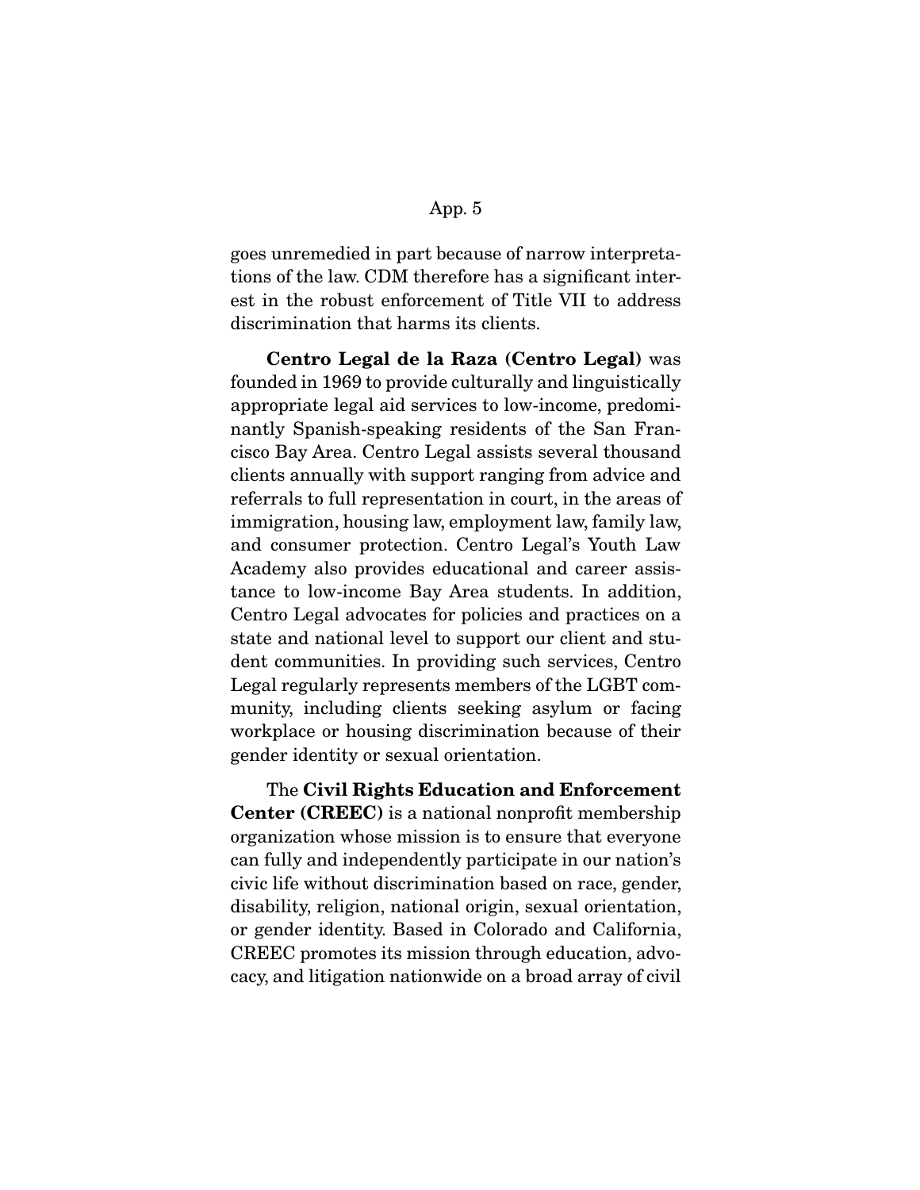goes unremedied in part because of narrow interpretations of the law. CDM therefore has a significant interest in the robust enforcement of Title VII to address discrimination that harms its clients.

**Centro Legal de la Raza (Centro Legal)** was founded in 1969 to provide culturally and linguistically appropriate legal aid services to low-income, predominantly Spanish-speaking residents of the San Francisco Bay Area. Centro Legal assists several thousand clients annually with support ranging from advice and referrals to full representation in court, in the areas of immigration, housing law, employment law, family law, and consumer protection. Centro Legal's Youth Law Academy also provides educational and career assistance to low-income Bay Area students. In addition, Centro Legal advocates for policies and practices on a state and national level to support our client and student communities. In providing such services, Centro Legal regularly represents members of the LGBT community, including clients seeking asylum or facing workplace or housing discrimination because of their gender identity or sexual orientation.

The **Civil Rights Education and Enforcement Center (CREEC)** is a national nonprofit membership organization whose mission is to ensure that everyone can fully and independently participate in our nation's civic life without discrimination based on race, gender, disability, religion, national origin, sexual orientation, or gender identity. Based in Colorado and California, CREEC promotes its mission through education, advocacy, and litigation nationwide on a broad array of civil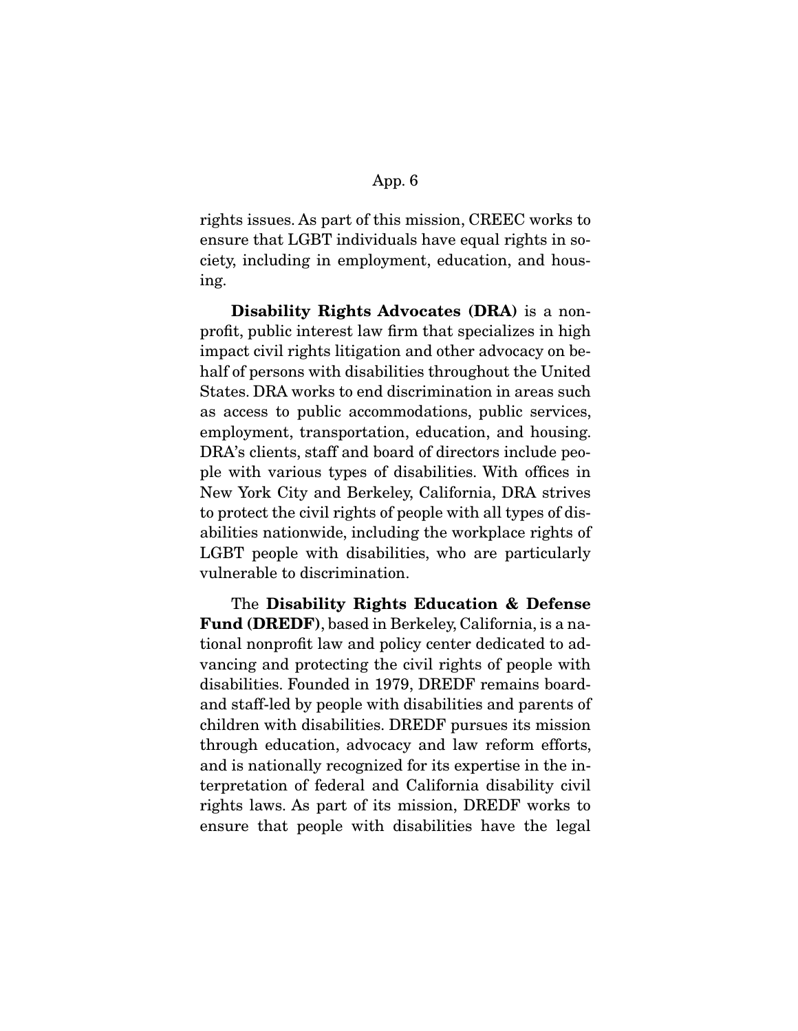rights issues. As part of this mission, CREEC works to ensure that LGBT individuals have equal rights in society, including in employment, education, and housing.

**Disability Rights Advocates (DRA)** is a nonprofit, public interest law firm that specializes in high impact civil rights litigation and other advocacy on behalf of persons with disabilities throughout the United States. DRA works to end discrimination in areas such as access to public accommodations, public services, employment, transportation, education, and housing. DRA's clients, staff and board of directors include people with various types of disabilities. With offices in New York City and Berkeley, California, DRA strives to protect the civil rights of people with all types of disabilities nationwide, including the workplace rights of LGBT people with disabilities, who are particularly vulnerable to discrimination.

The **Disability Rights Education & Defense Fund (DREDF)**, based in Berkeley, California, is a national nonprofit law and policy center dedicated to advancing and protecting the civil rights of people with disabilities. Founded in 1979, DREDF remains board- and staff-led by people with disabilities and parents of children with disabilities. DREDF pursues its mission through education, advocacy and law reform efforts, and is nationally recognized for its expertise in the interpretation of federal and California disability civil rights laws. As part of its mission, DREDF works to ensure that people with disabilities have the legal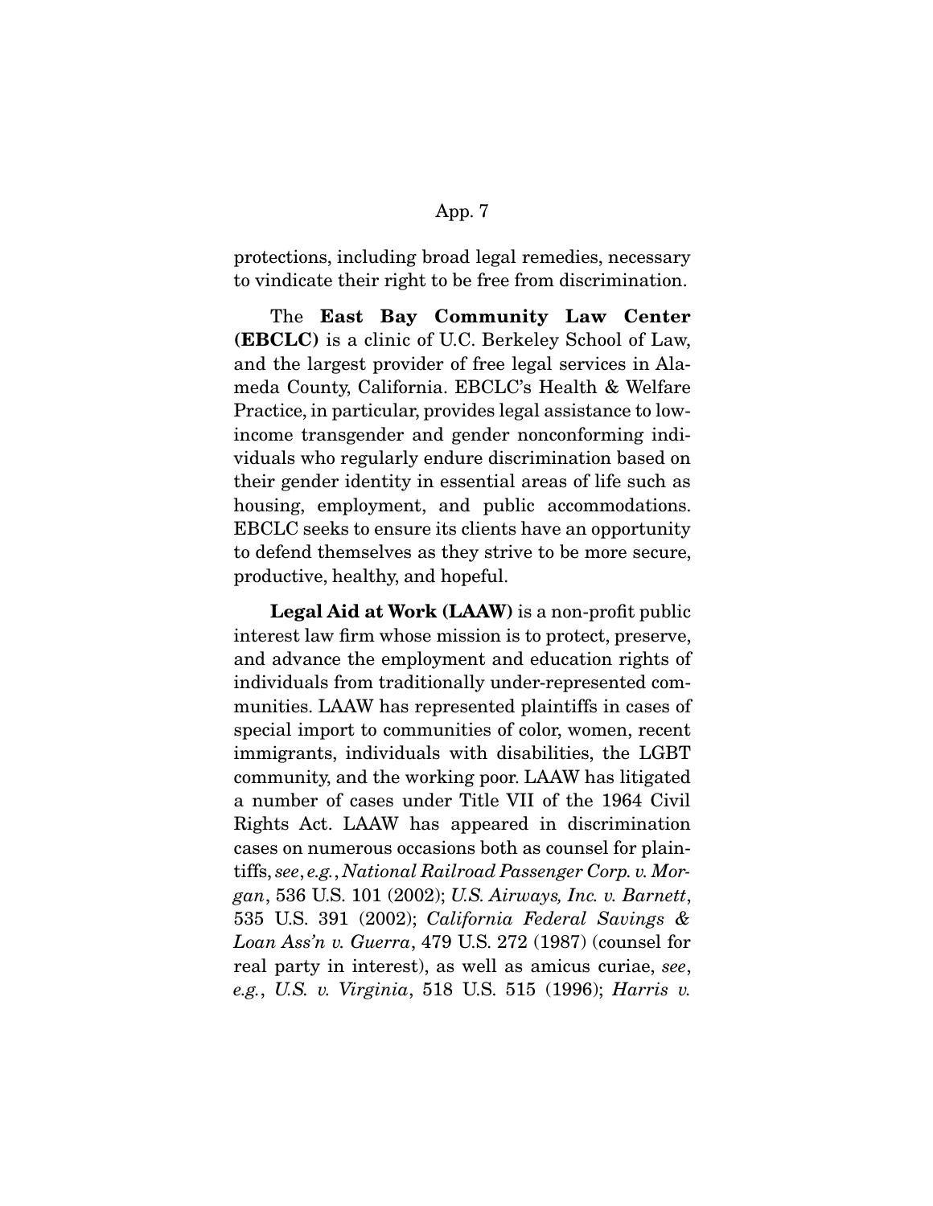protections, including broad legal remedies, necessary to vindicate their right to be free from discrimination.

The **East Bay Community Law Center (EBCLC)** is a clinic of U.C. Berkeley School of Law, and the largest provider of free legal services in Alameda County, California. EBCLC's Health & Welfare Practice, in particular, provides legal assistance to low-income transgender and gender nonconforming individuals who regularly endure discrimination based on their gender identity in essential areas of life such as housing, employment, and public accommodations. EBCLC seeks to ensure its clients have an opportunity to defend themselves as they strive to be more secure, productive, healthy, and hopeful.

**Legal Aid at Work (LAAW)** is a non-profit public interest law firm whose mission is to protect, preserve, and advance the employment and education rights of individuals from traditionally under-represented communities. LAAW has represented plaintiffs in cases of special import to communities of color, women, recent immigrants, individuals with disabilities, the LGBT community, and the working poor. LAAW has litigated a number of cases under Title VII of the 1964 Civil Rights Act. LAAW has appeared in discrimination cases on numerous occasions both as counsel for plaintiffs, *see*, *e.g.*, *National Railroad Passenger Corp. v. Morgan*, 536 U.S. 101 (2002); *U.S. Airways, Inc. v. Barnett*, 535 U.S. 391 (2002); *California Federal Savings & Loan Ass'n v. Guerra*, 479 U.S. 272 (1987) (counsel for real party in interest), as well as amicus curiae, *see*, *e.g.*, *U.S. v. Virginia*, 518 U.S. 515 (1996); *Harris v.*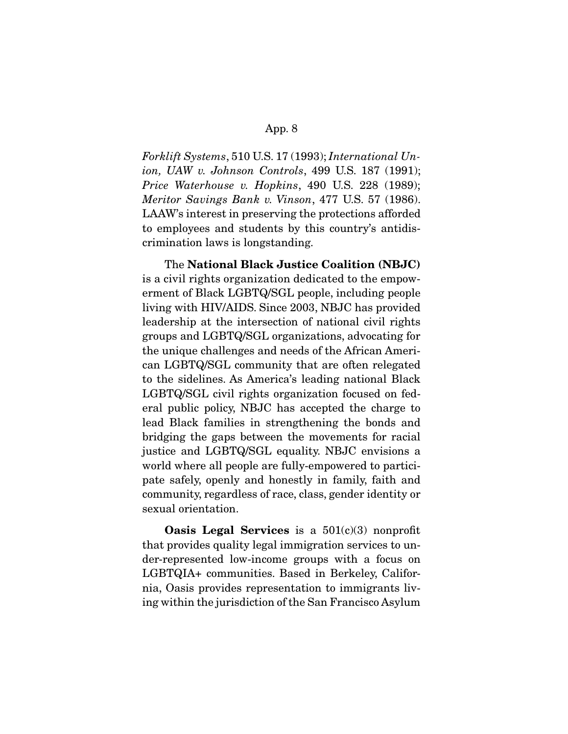*Forklift Systems*, 510 U.S. 17 (1993); *International Union, UAW v. Johnson Controls*, 499 U.S. 187 (1991); *Price Waterhouse v. Hopkins*, 490 U.S. 228 (1989); *Meritor Savings Bank v. Vinson*, 477 U.S. 57 (1986). LAAW's interest in preserving the protections afforded to employees and students by this country's antidiscrimination laws is longstanding.

The **National Black Justice Coalition (NBJC)** is a civil rights organization dedicated to the empowerment of Black LGBTQ/SGL people, including people living with HIV/AIDS. Since 2003, NBJC has provided leadership at the intersection of national civil rights groups and LGBTQ/SGL organizations, advocating for the unique challenges and needs of the African American LGBTQ/SGL community that are often relegated to the sidelines. As America's leading national Black LGBTQ/SGL civil rights organization focused on federal public policy, NBJC has accepted the charge to lead Black families in strengthening the bonds and bridging the gaps between the movements for racial justice and LGBTQ/SGL equality. NBJC envisions a world where all people are fully-empowered to participate safely, openly and honestly in family, faith and community, regardless of race, class, gender identity or sexual orientation.

**Oasis Legal Services** is a 501(c)(3) nonprofit that provides quality legal immigration services to under-represented low-income groups with a focus on LGBTQIA+ communities. Based in Berkeley, California, Oasis provides representation to immigrants living within the jurisdiction of the San Francisco Asylum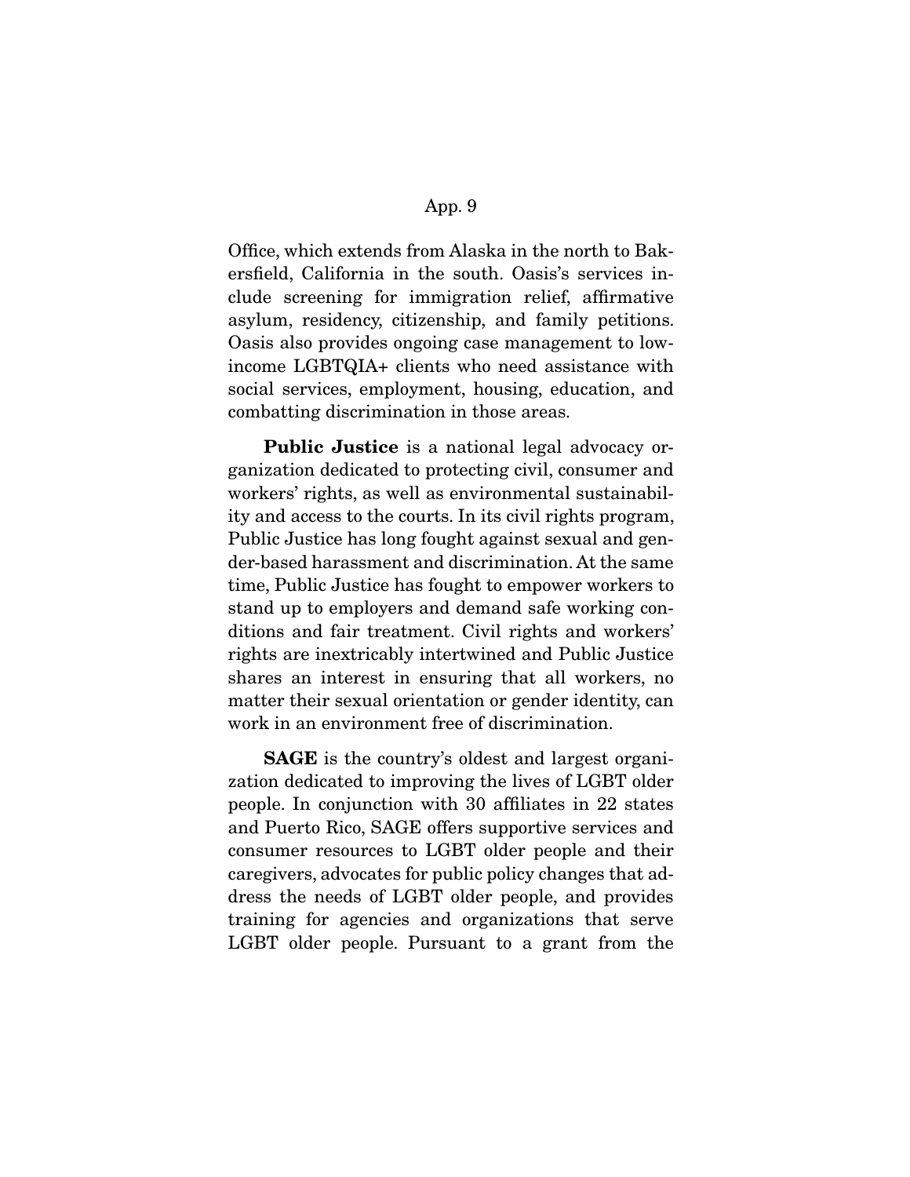Office, which extends from Alaska in the north to Bakersfield, California in the south. Oasis's services include screening for immigration relief, affirmative asylum, residency, citizenship, and family petitions. Oasis also provides ongoing case management to low-income LGBTQIA+ clients who need assistance with social services, employment, housing, education, and combatting discrimination in those areas.

**Public Justice** is a national legal advocacy organization dedicated to protecting civil, consumer and workers' rights, as well as environmental sustainability and access to the courts. In its civil rights program, Public Justice has long fought against sexual and gender-based harassment and discrimination. At the same time, Public Justice has fought to empower workers to stand up to employers and demand safe working conditions and fair treatment. Civil rights and workers' rights are inextricably intertwined and Public Justice shares an interest in ensuring that all workers, no matter their sexual orientation or gender identity, can work in an environment free of discrimination.

**SAGE** is the country's oldest and largest organization dedicated to improving the lives of LGBT older people. In conjunction with 30 affiliates in 22 states and Puerto Rico, SAGE offers supportive services and consumer resources to LGBT older people and their caregivers, advocates for public policy changes that address the needs of LGBT older people, and provides training for agencies and organizations that serve LGBT older people. Pursuant to a grant from the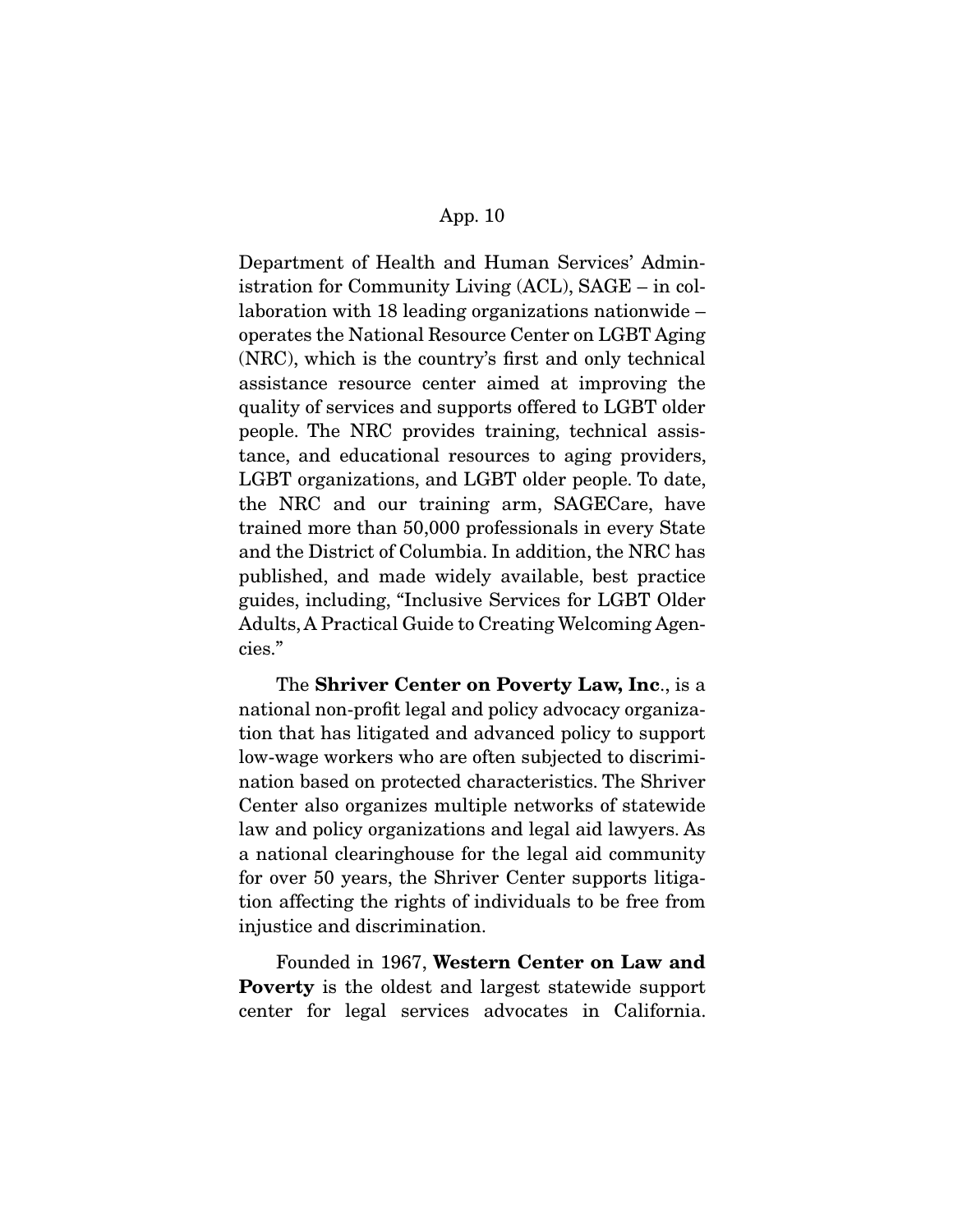Department of Health and Human Services' Administration for Community Living (ACL), SAGE – in collaboration with 18 leading organizations nationwide – operates the National Resource Center on LGBT Aging (NRC), which is the country's first and only technical assistance resource center aimed at improving the quality of services and supports offered to LGBT older people. The NRC provides training, technical assistance, and educational resources to aging providers, LGBT organizations, and LGBT older people. To date, the NRC and our training arm, SAGECare, have trained more than 50,000 professionals in every State and the District of Columbia. In addition, the NRC has published, and made widely available, best practice guides, including, "Inclusive Services for LGBT Older Adults, A Practical Guide to Creating Welcoming Agencies."

The **Shriver Center on Poverty Law, Inc**., is a national non-profit legal and policy advocacy organization that has litigated and advanced policy to support low-wage workers who are often subjected to discrimination based on protected characteristics. The Shriver Center also organizes multiple networks of statewide law and policy organizations and legal aid lawyers. As a national clearinghouse for the legal aid community for over 50 years, the Shriver Center supports litigation affecting the rights of individuals to be free from injustice and discrimination.

Founded in 1967, **Western Center on Law and Poverty** is the oldest and largest statewide support center for legal services advocates in California.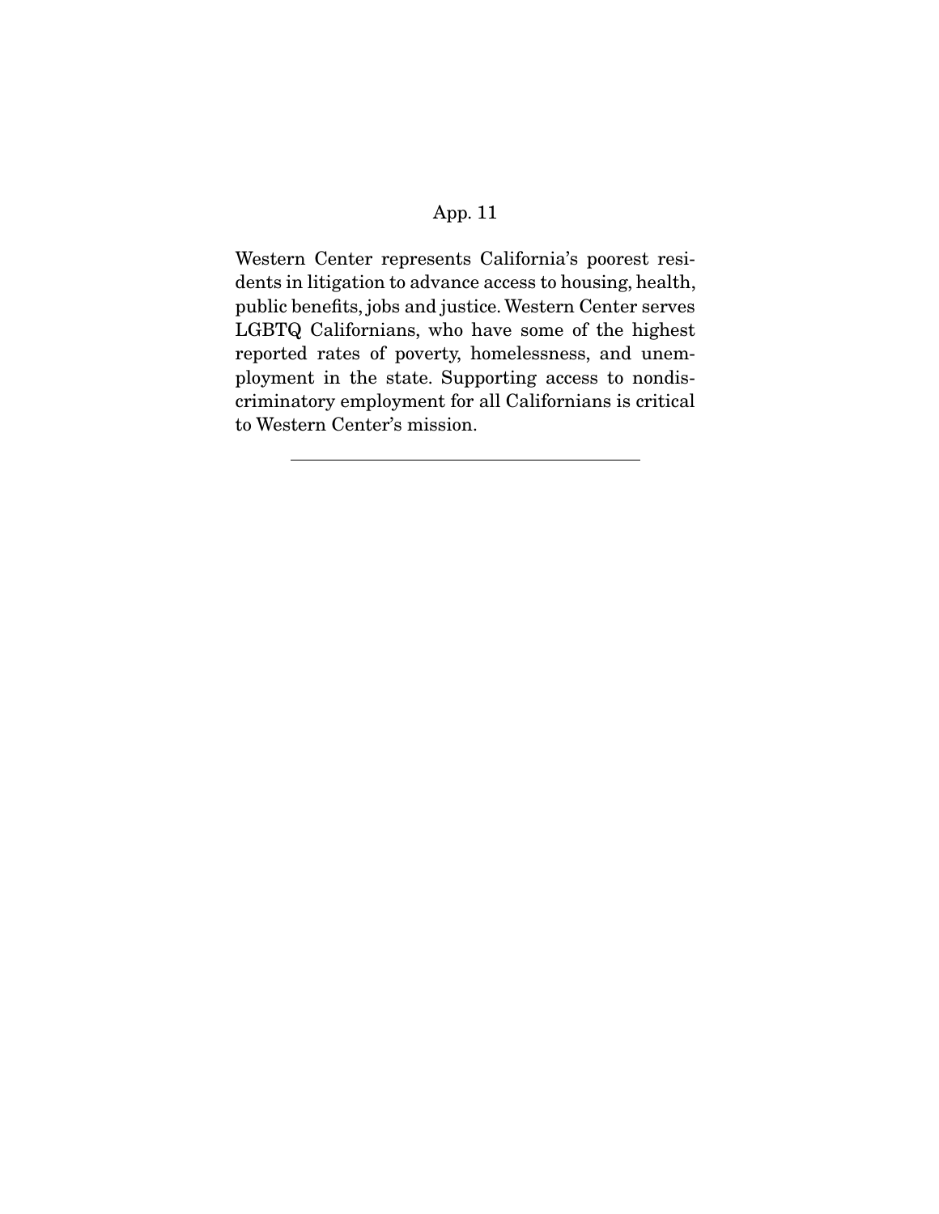Western Center represents California's poorest residents in litigation to advance access to housing, health, public benefits, jobs and justice. Western Center serves LGBTQ Californians, who have some of the highest reported rates of poverty, homelessness, and unemployment in the state. Supporting access to nondiscriminatory employment for all Californians is critical to Western Center's mission.

---